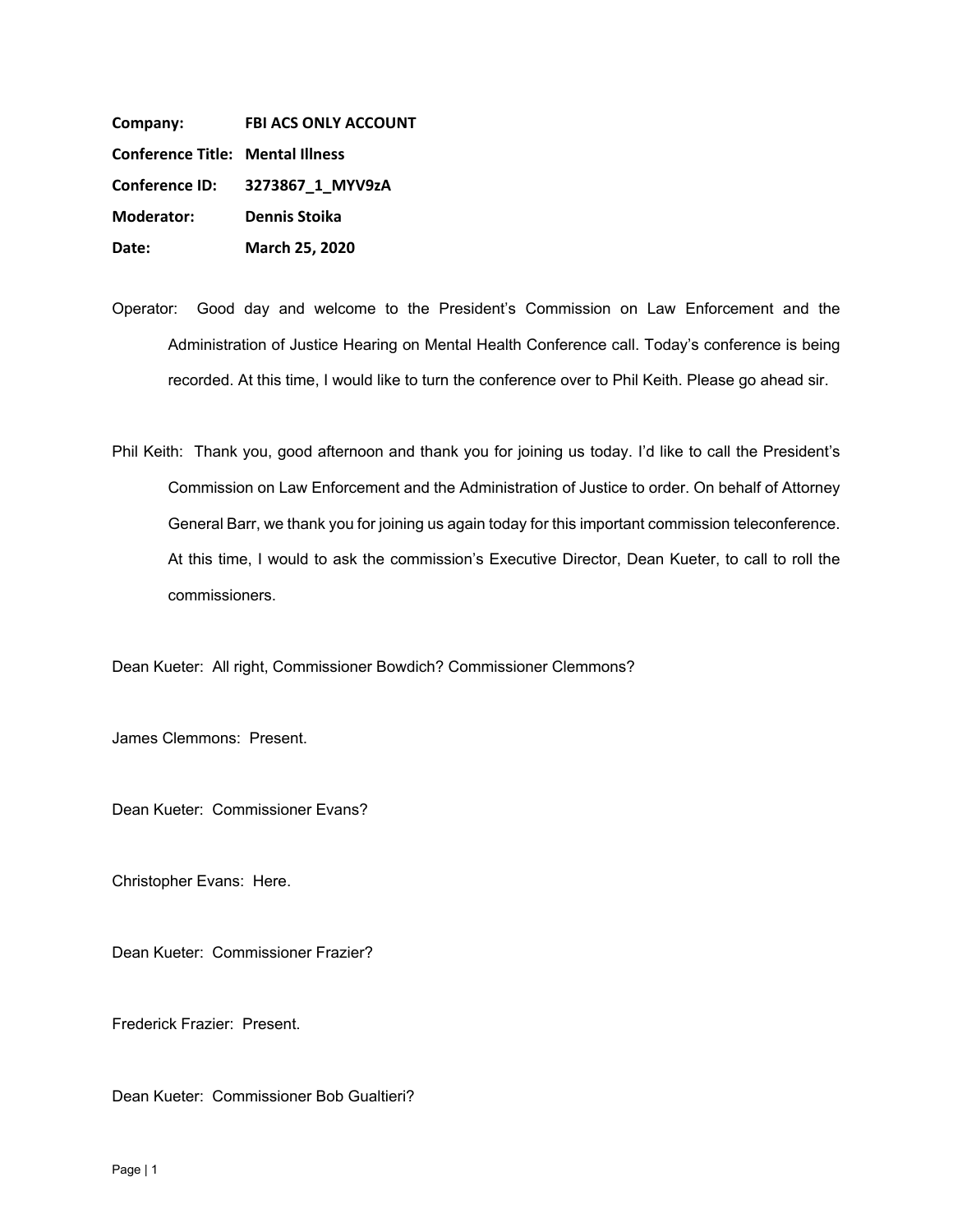**Company:** **FBI ACS ONLY ACCOUNT**

**Conference Title:** **Mental Illness**

**Conference ID:** **3273867_1_MYV9zA**

**Moderator:** **Dennis Stoika**

**Date:** **March 25, 2020**

Operator: Good day and welcome to the President's Commission on Law Enforcement and the Administration of Justice Hearing on Mental Health Conference call. Today's conference is being recorded. At this time, I would like to turn the conference over to Phil Keith. Please go ahead sir.

Phil Keith: Thank you, good afternoon and thank you for joining us today. I'd like to call the President's Commission on Law Enforcement and the Administration of Justice to order. On behalf of Attorney General Barr, we thank you for joining us again today for this important commission teleconference. At this time, I would to ask the commission's Executive Director, Dean Kueter, to call to roll the commissioners.

Dean Kueter: All right, Commissioner Bowdich? Commissioner Clemmons?

James Clemmons: Present.

Dean Kueter: Commissioner Evans?

Christopher Evans: Here.

Dean Kueter: Commissioner Frazier?

Frederick Frazier: Present.

Dean Kueter: Commissioner Bob Gualtieri?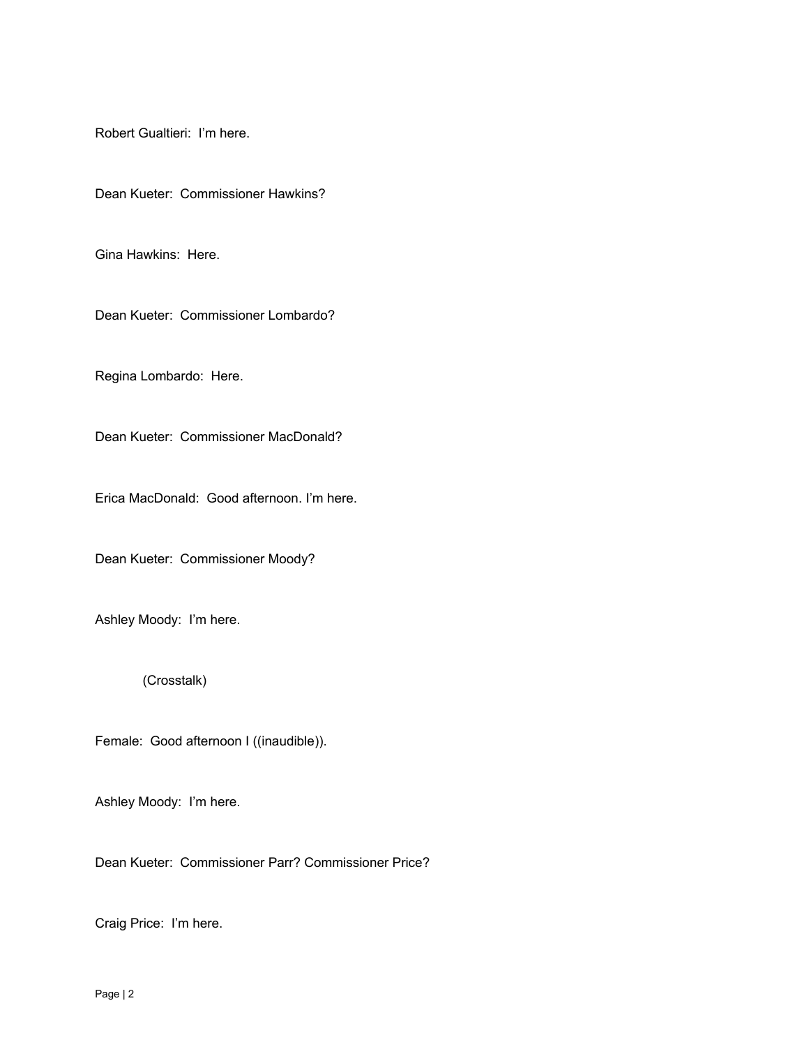Robert Gualtieri: I'm here.

Dean Kueter: Commissioner Hawkins?

Gina Hawkins: Here.

Dean Kueter: Commissioner Lombardo?

Regina Lombardo: Here.

Dean Kueter: Commissioner MacDonald?

Erica MacDonald: Good afternoon. I'm here.

Dean Kueter: Commissioner Moody?

Ashley Moody: I'm here.

(Crosstalk)

Female: Good afternoon I ((inaudible)).

Ashley Moody: I'm here.

Dean Kueter: Commissioner Parr? Commissioner Price?

Craig Price: I'm here.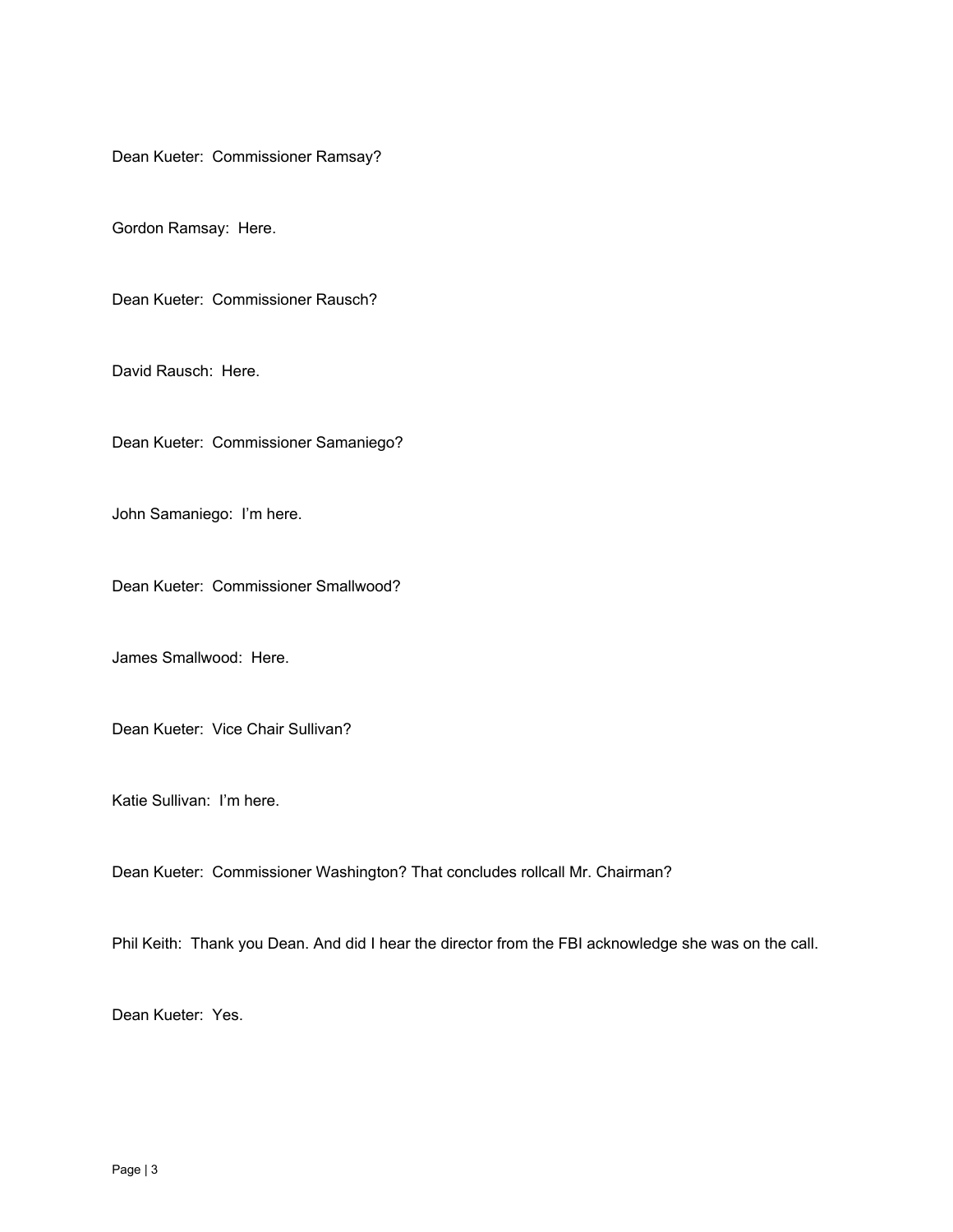Dean Kueter: Commissioner Ramsay?

Gordon Ramsay: Here.

Dean Kueter: Commissioner Rausch?

David Rausch: Here.

Dean Kueter: Commissioner Samaniego?

John Samaniego: I'm here.

Dean Kueter: Commissioner Smallwood?

James Smallwood: Here.

Dean Kueter: Vice Chair Sullivan?

Katie Sullivan: I'm here.

Dean Kueter: Commissioner Washington? That concludes rollcall Mr. Chairman?

Phil Keith: Thank you Dean. And did I hear the director from the FBI acknowledge she was on the call.

Dean Kueter: Yes.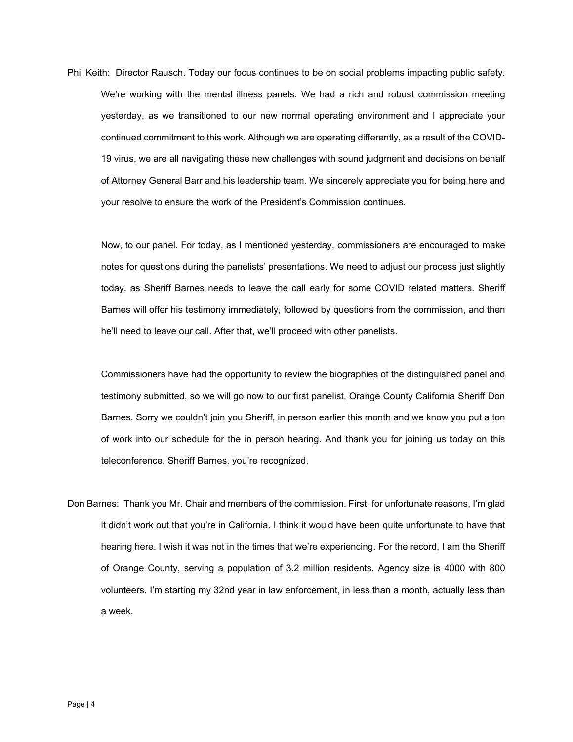Phil Keith: Director Rausch. Today our focus continues to be on social problems impacting public safety. We're working with the mental illness panels. We had a rich and robust commission meeting yesterday, as we transitioned to our new normal operating environment and I appreciate your continued commitment to this work. Although we are operating differently, as a result of the COVID-19 virus, we are all navigating these new challenges with sound judgment and decisions on behalf of Attorney General Barr and his leadership team. We sincerely appreciate you for being here and your resolve to ensure the work of the President's Commission continues.

Now, to our panel. For today, as I mentioned yesterday, commissioners are encouraged to make notes for questions during the panelists' presentations. We need to adjust our process just slightly today, as Sheriff Barnes needs to leave the call early for some COVID related matters. Sheriff Barnes will offer his testimony immediately, followed by questions from the commission, and then he'll need to leave our call. After that, we'll proceed with other panelists.

Commissioners have had the opportunity to review the biographies of the distinguished panel and testimony submitted, so we will go now to our first panelist, Orange County California Sheriff Don Barnes. Sorry we couldn't join you Sheriff, in person earlier this month and we know you put a ton of work into our schedule for the in person hearing. And thank you for joining us today on this teleconference. Sheriff Barnes, you're recognized.

Don Barnes: Thank you Mr. Chair and members of the commission. First, for unfortunate reasons, I'm glad it didn't work out that you're in California. I think it would have been quite unfortunate to have that hearing here. I wish it was not in the times that we're experiencing. For the record, I am the Sheriff of Orange County, serving a population of 3.2 million residents. Agency size is 4000 with 800 volunteers. I'm starting my 32nd year in law enforcement, in less than a month, actually less than a week.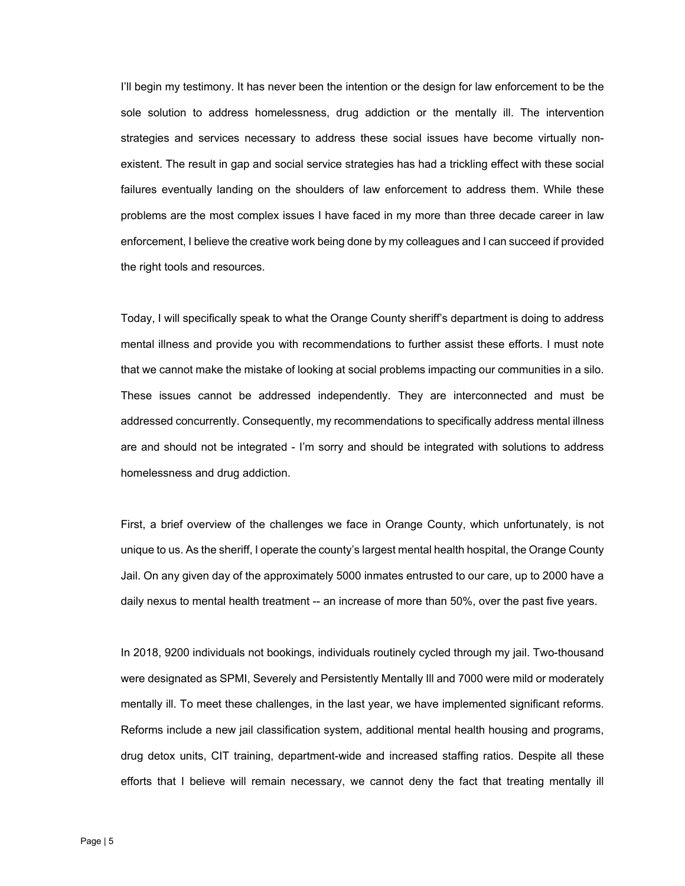I'll begin my testimony. It has never been the intention or the design for law enforcement to be the sole solution to address homelessness, drug addiction or the mentally ill. The intervention strategies and services necessary to address these social issues have become virtually non-existent. The result in gap and social service strategies has had a trickling effect with these social failures eventually landing on the shoulders of law enforcement to address them. While these problems are the most complex issues I have faced in my more than three decade career in law enforcement, I believe the creative work being done by my colleagues and I can succeed if provided the right tools and resources.

Today, I will specifically speak to what the Orange County sheriff's department is doing to address mental illness and provide you with recommendations to further assist these efforts. I must note that we cannot make the mistake of looking at social problems impacting our communities in a silo. These issues cannot be addressed independently. They are interconnected and must be addressed concurrently. Consequently, my recommendations to specifically address mental illness are and should not be integrated - I'm sorry and should be integrated with solutions to address homelessness and drug addiction.

First, a brief overview of the challenges we face in Orange County, which unfortunately, is not unique to us. As the sheriff, I operate the county's largest mental health hospital, the Orange County Jail. On any given day of the approximately 5000 inmates entrusted to our care, up to 2000 have a daily nexus to mental health treatment -- an increase of more than 50%, over the past five years.

In 2018, 9200 individuals not bookings, individuals routinely cycled through my jail. Two-thousand were designated as SPMI, Severely and Persistently Mentally Ill and 7000 were mild or moderately mentally ill. To meet these challenges, in the last year, we have implemented significant reforms. Reforms include a new jail classification system, additional mental health housing and programs, drug detox units, CIT training, department-wide and increased staffing ratios. Despite all these efforts that I believe will remain necessary, we cannot deny the fact that treating mentally ill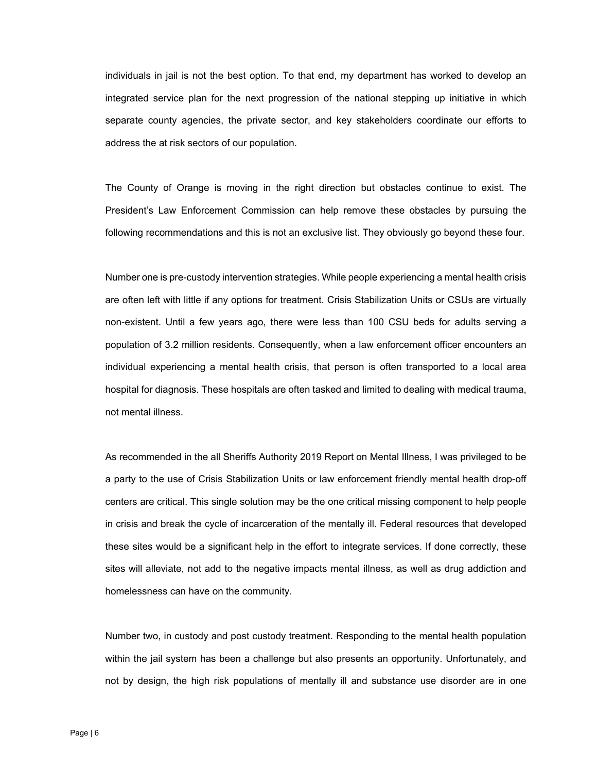individuals in jail is not the best option. To that end, my department has worked to develop an integrated service plan for the next progression of the national stepping up initiative in which separate county agencies, the private sector, and key stakeholders coordinate our efforts to address the at risk sectors of our population.

The County of Orange is moving in the right direction but obstacles continue to exist. The President's Law Enforcement Commission can help remove these obstacles by pursuing the following recommendations and this is not an exclusive list. They obviously go beyond these four.

Number one is pre-custody intervention strategies. While people experiencing a mental health crisis are often left with little if any options for treatment. Crisis Stabilization Units or CSUs are virtually non-existent. Until a few years ago, there were less than 100 CSU beds for adults serving a population of 3.2 million residents. Consequently, when a law enforcement officer encounters an individual experiencing a mental health crisis, that person is often transported to a local area hospital for diagnosis. These hospitals are often tasked and limited to dealing with medical trauma, not mental illness.

As recommended in the all Sheriffs Authority 2019 Report on Mental Illness, I was privileged to be a party to the use of Crisis Stabilization Units or law enforcement friendly mental health drop-off centers are critical. This single solution may be the one critical missing component to help people in crisis and break the cycle of incarceration of the mentally ill. Federal resources that developed these sites would be a significant help in the effort to integrate services. If done correctly, these sites will alleviate, not add to the negative impacts mental illness, as well as drug addiction and homelessness can have on the community.

Number two, in custody and post custody treatment. Responding to the mental health population within the jail system has been a challenge but also presents an opportunity. Unfortunately, and not by design, the high risk populations of mentally ill and substance use disorder are in one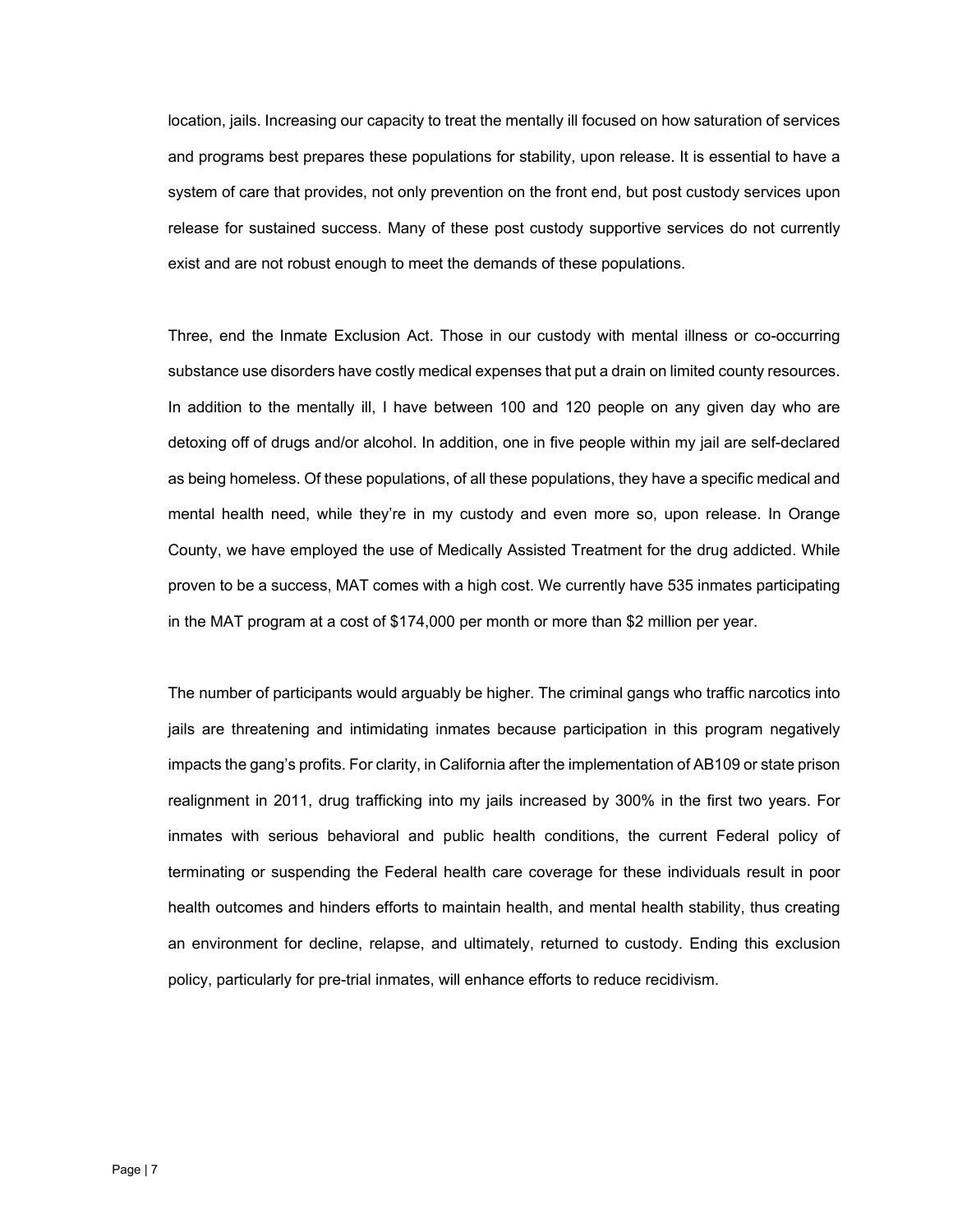location, jails. Increasing our capacity to treat the mentally ill focused on how saturation of services and programs best prepares these populations for stability, upon release. It is essential to have a system of care that provides, not only prevention on the front end, but post custody services upon release for sustained success. Many of these post custody supportive services do not currently exist and are not robust enough to meet the demands of these populations.

Three, end the Inmate Exclusion Act. Those in our custody with mental illness or co-occurring substance use disorders have costly medical expenses that put a drain on limited county resources. In addition to the mentally ill, I have between 100 and 120 people on any given day who are detoxing off of drugs and/or alcohol. In addition, one in five people within my jail are self-declared as being homeless. Of these populations, of all these populations, they have a specific medical and mental health need, while they're in my custody and even more so, upon release. In Orange County, we have employed the use of Medically Assisted Treatment for the drug addicted. While proven to be a success, MAT comes with a high cost. We currently have 535 inmates participating in the MAT program at a cost of $174,000 per month or more than $2 million per year.

The number of participants would arguably be higher. The criminal gangs who traffic narcotics into jails are threatening and intimidating inmates because participation in this program negatively impacts the gang's profits. For clarity, in California after the implementation of AB109 or state prison realignment in 2011, drug trafficking into my jails increased by 300% in the first two years. For inmates with serious behavioral and public health conditions, the current Federal policy of terminating or suspending the Federal health care coverage for these individuals result in poor health outcomes and hinders efforts to maintain health, and mental health stability, thus creating an environment for decline, relapse, and ultimately, returned to custody. Ending this exclusion policy, particularly for pre-trial inmates, will enhance efforts to reduce recidivism.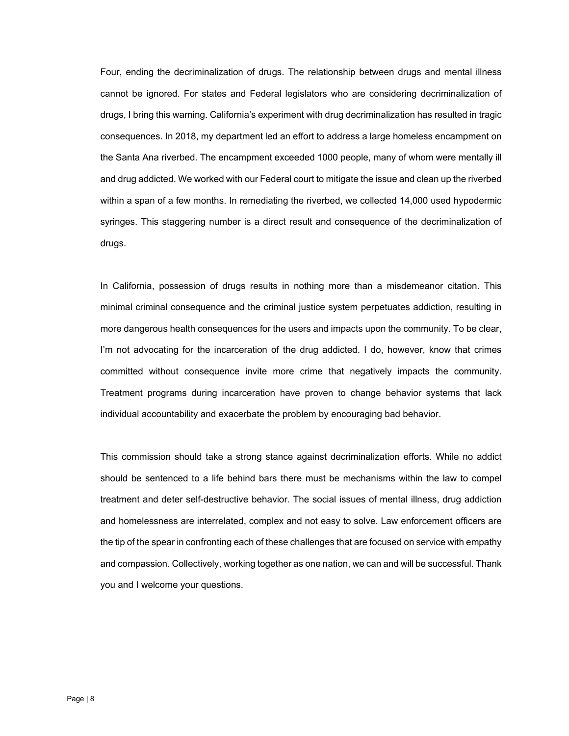Four, ending the decriminalization of drugs. The relationship between drugs and mental illness cannot be ignored. For states and Federal legislators who are considering decriminalization of drugs, I bring this warning. California's experiment with drug decriminalization has resulted in tragic consequences. In 2018, my department led an effort to address a large homeless encampment on the Santa Ana riverbed. The encampment exceeded 1000 people, many of whom were mentally ill and drug addicted. We worked with our Federal court to mitigate the issue and clean up the riverbed within a span of a few months. In remediating the riverbed, we collected 14,000 used hypodermic syringes. This staggering number is a direct result and consequence of the decriminalization of drugs.

In California, possession of drugs results in nothing more than a misdemeanor citation. This minimal criminal consequence and the criminal justice system perpetuates addiction, resulting in more dangerous health consequences for the users and impacts upon the community. To be clear, I'm not advocating for the incarceration of the drug addicted. I do, however, know that crimes committed without consequence invite more crime that negatively impacts the community. Treatment programs during incarceration have proven to change behavior systems that lack individual accountability and exacerbate the problem by encouraging bad behavior.

This commission should take a strong stance against decriminalization efforts. While no addict should be sentenced to a life behind bars there must be mechanisms within the law to compel treatment and deter self-destructive behavior. The social issues of mental illness, drug addiction and homelessness are interrelated, complex and not easy to solve. Law enforcement officers are the tip of the spear in confronting each of these challenges that are focused on service with empathy and compassion. Collectively, working together as one nation, we can and will be successful. Thank you and I welcome your questions.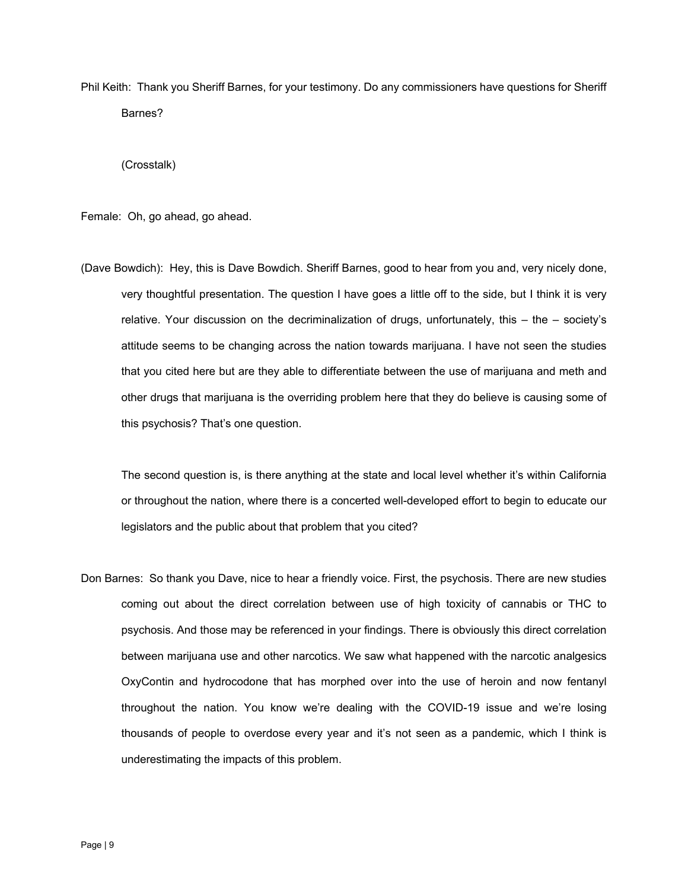Phil Keith: Thank you Sheriff Barnes, for your testimony. Do any commissioners have questions for Sheriff Barnes?

(Crosstalk)

Female: Oh, go ahead, go ahead.

(Dave Bowdich): Hey, this is Dave Bowdich. Sheriff Barnes, good to hear from you and, very nicely done, very thoughtful presentation. The question I have goes a little off to the side, but I think it is very relative. Your discussion on the decriminalization of drugs, unfortunately, this – the – society's attitude seems to be changing across the nation towards marijuana. I have not seen the studies that you cited here but are they able to differentiate between the use of marijuana and meth and other drugs that marijuana is the overriding problem here that they do believe is causing some of this psychosis? That's one question.

The second question is, is there anything at the state and local level whether it's within California or throughout the nation, where there is a concerted well-developed effort to begin to educate our legislators and the public about that problem that you cited?

Don Barnes: So thank you Dave, nice to hear a friendly voice. First, the psychosis. There are new studies coming out about the direct correlation between use of high toxicity of cannabis or THC to psychosis. And those may be referenced in your findings. There is obviously this direct correlation between marijuana use and other narcotics. We saw what happened with the narcotic analgesics OxyContin and hydrocodone that has morphed over into the use of heroin and now fentanyl throughout the nation. You know we're dealing with the COVID-19 issue and we're losing thousands of people to overdose every year and it's not seen as a pandemic, which I think is underestimating the impacts of this problem.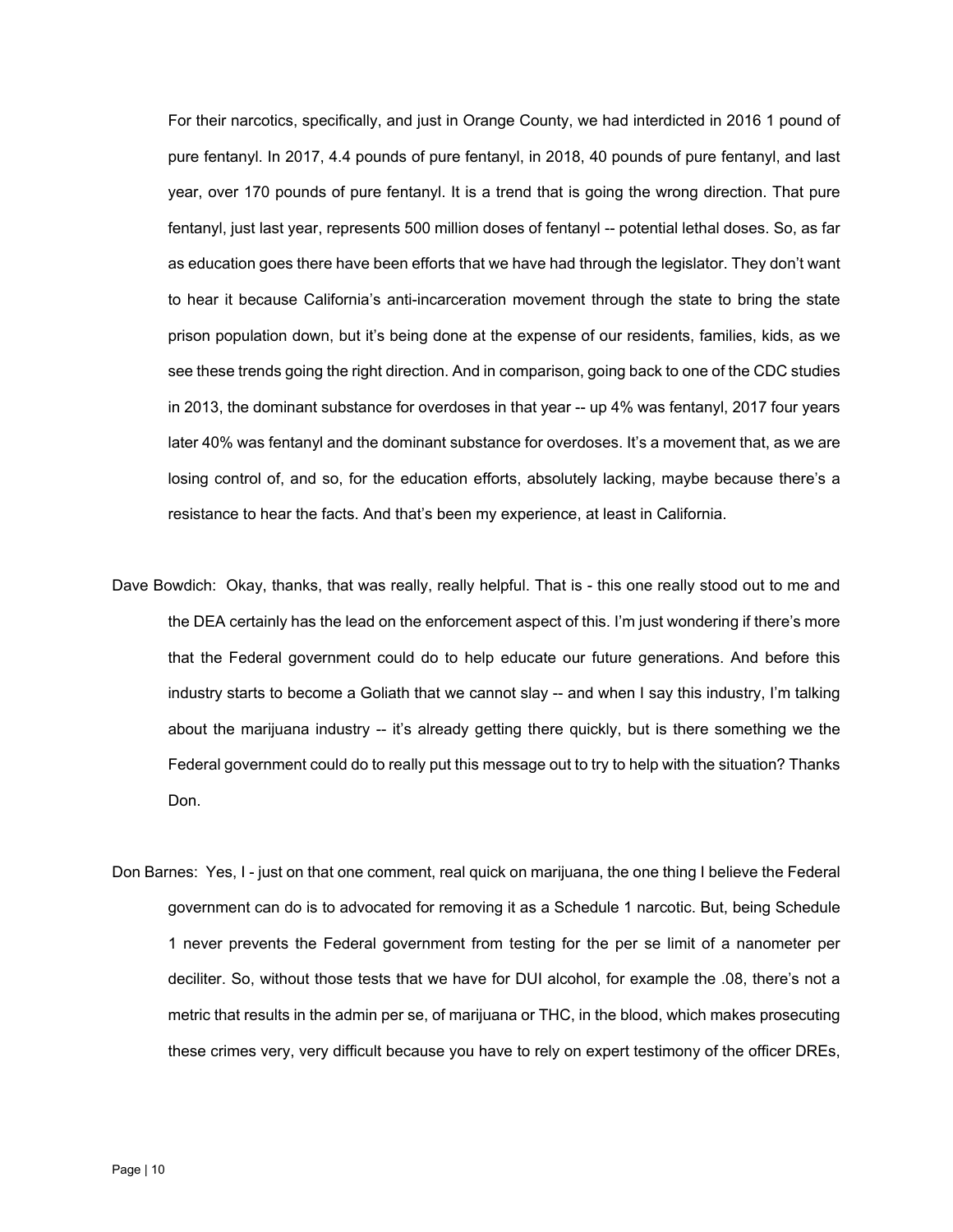For their narcotics, specifically, and just in Orange County, we had interdicted in 2016 1 pound of pure fentanyl. In 2017, 4.4 pounds of pure fentanyl, in 2018, 40 pounds of pure fentanyl, and last year, over 170 pounds of pure fentanyl. It is a trend that is going the wrong direction. That pure fentanyl, just last year, represents 500 million doses of fentanyl -- potential lethal doses. So, as far as education goes there have been efforts that we have had through the legislator. They don't want to hear it because California's anti-incarceration movement through the state to bring the state prison population down, but it's being done at the expense of our residents, families, kids, as we see these trends going the right direction. And in comparison, going back to one of the CDC studies in 2013, the dominant substance for overdoses in that year -- up 4% was fentanyl, 2017 four years later 40% was fentanyl and the dominant substance for overdoses. It's a movement that, as we are losing control of, and so, for the education efforts, absolutely lacking, maybe because there's a resistance to hear the facts. And that's been my experience, at least in California.

Dave Bowdich: Okay, thanks, that was really, really helpful. That is - this one really stood out to me and the DEA certainly has the lead on the enforcement aspect of this. I'm just wondering if there's more that the Federal government could do to help educate our future generations. And before this industry starts to become a Goliath that we cannot slay -- and when I say this industry, I'm talking about the marijuana industry -- it's already getting there quickly, but is there something we the Federal government could do to really put this message out to try to help with the situation? Thanks Don.

Don Barnes: Yes, I - just on that one comment, real quick on marijuana, the one thing I believe the Federal government can do is to advocated for removing it as a Schedule 1 narcotic. But, being Schedule 1 never prevents the Federal government from testing for the per se limit of a nanometer per deciliter. So, without those tests that we have for DUI alcohol, for example the .08, there's not a metric that results in the admin per se, of marijuana or THC, in the blood, which makes prosecuting these crimes very, very difficult because you have to rely on expert testimony of the officer DREs,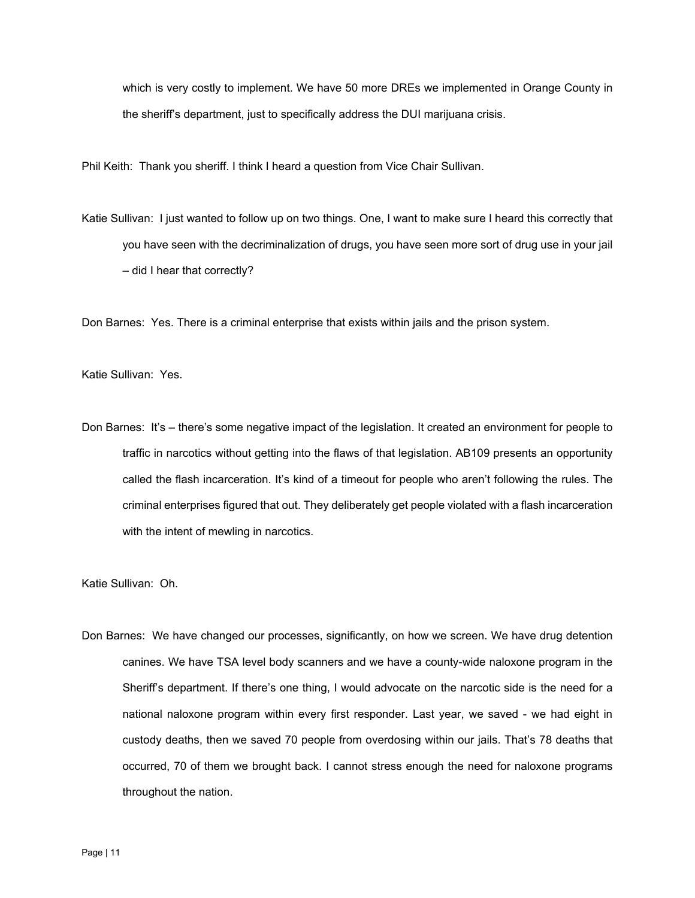which is very costly to implement. We have 50 more DREs we implemented in Orange County in the sheriff's department, just to specifically address the DUI marijuana crisis.

Phil Keith: Thank you sheriff. I think I heard a question from Vice Chair Sullivan.

Katie Sullivan: I just wanted to follow up on two things. One, I want to make sure I heard this correctly that you have seen with the decriminalization of drugs, you have seen more sort of drug use in your jail – did I hear that correctly?

Don Barnes: Yes. There is a criminal enterprise that exists within jails and the prison system.

Katie Sullivan: Yes.

Don Barnes: It's – there's some negative impact of the legislation. It created an environment for people to traffic in narcotics without getting into the flaws of that legislation. AB109 presents an opportunity called the flash incarceration. It's kind of a timeout for people who aren't following the rules. The criminal enterprises figured that out. They deliberately get people violated with a flash incarceration with the intent of mewling in narcotics.

Katie Sullivan: Oh.

Don Barnes: We have changed our processes, significantly, on how we screen. We have drug detention canines. We have TSA level body scanners and we have a county-wide naloxone program in the Sheriff's department. If there's one thing, I would advocate on the narcotic side is the need for a national naloxone program within every first responder. Last year, we saved - we had eight in custody deaths, then we saved 70 people from overdosing within our jails. That's 78 deaths that occurred, 70 of them we brought back. I cannot stress enough the need for naloxone programs throughout the nation.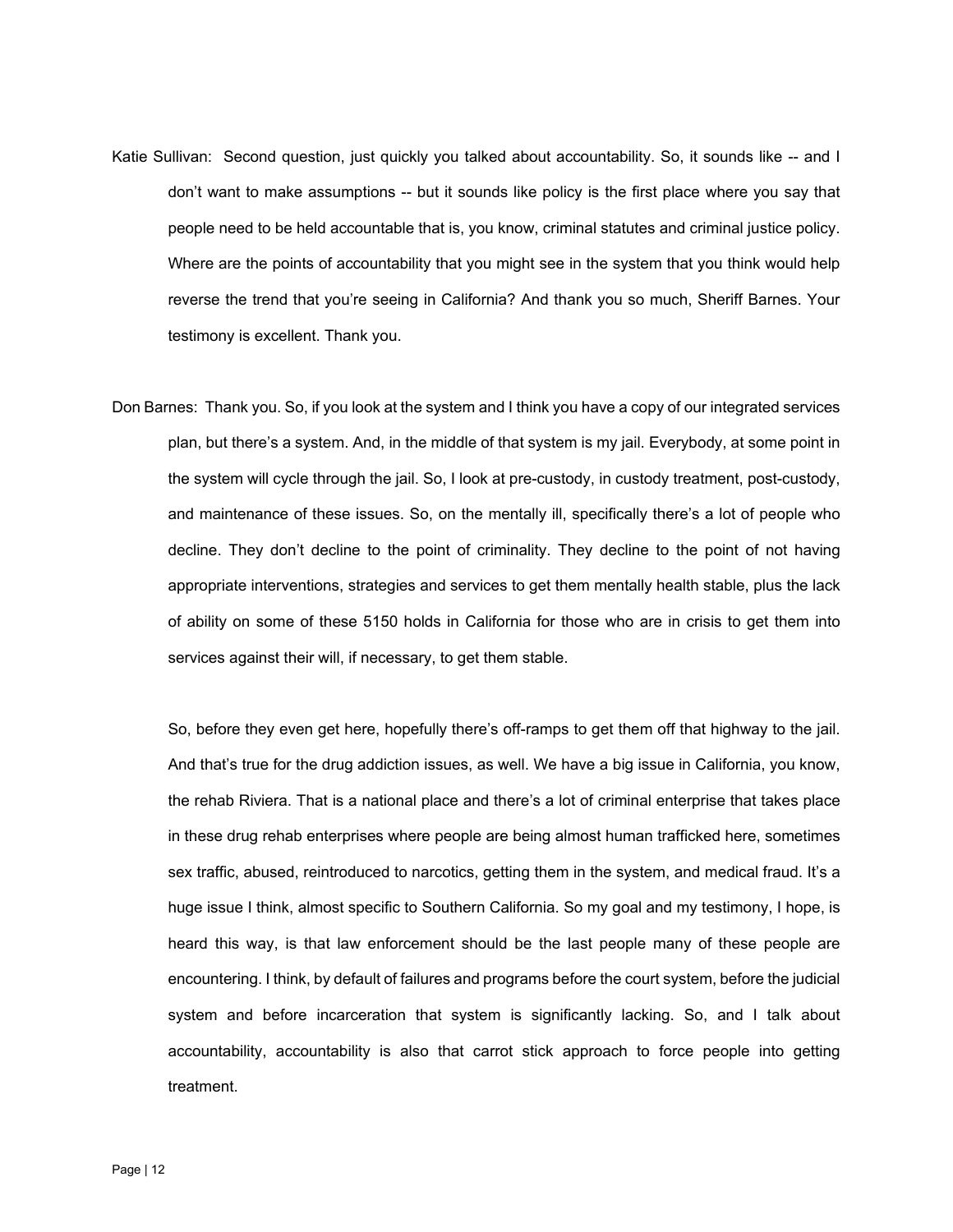Katie Sullivan: Second question, just quickly you talked about accountability. So, it sounds like -- and I don't want to make assumptions -- but it sounds like policy is the first place where you say that people need to be held accountable that is, you know, criminal statutes and criminal justice policy. Where are the points of accountability that you might see in the system that you think would help reverse the trend that you're seeing in California? And thank you so much, Sheriff Barnes. Your testimony is excellent. Thank you.

Don Barnes: Thank you. So, if you look at the system and I think you have a copy of our integrated services plan, but there's a system. And, in the middle of that system is my jail. Everybody, at some point in the system will cycle through the jail. So, I look at pre-custody, in custody treatment, post-custody, and maintenance of these issues. So, on the mentally ill, specifically there's a lot of people who decline. They don't decline to the point of criminality. They decline to the point of not having appropriate interventions, strategies and services to get them mentally health stable, plus the lack of ability on some of these 5150 holds in California for those who are in crisis to get them into services against their will, if necessary, to get them stable.

So, before they even get here, hopefully there's off-ramps to get them off that highway to the jail. And that's true for the drug addiction issues, as well. We have a big issue in California, you know, the rehab Riviera. That is a national place and there's a lot of criminal enterprise that takes place in these drug rehab enterprises where people are being almost human trafficked here, sometimes sex traffic, abused, reintroduced to narcotics, getting them in the system, and medical fraud. It's a huge issue I think, almost specific to Southern California. So my goal and my testimony, I hope, is heard this way, is that law enforcement should be the last people many of these people are encountering. I think, by default of failures and programs before the court system, before the judicial system and before incarceration that system is significantly lacking. So, and I talk about accountability, accountability is also that carrot stick approach to force people into getting treatment.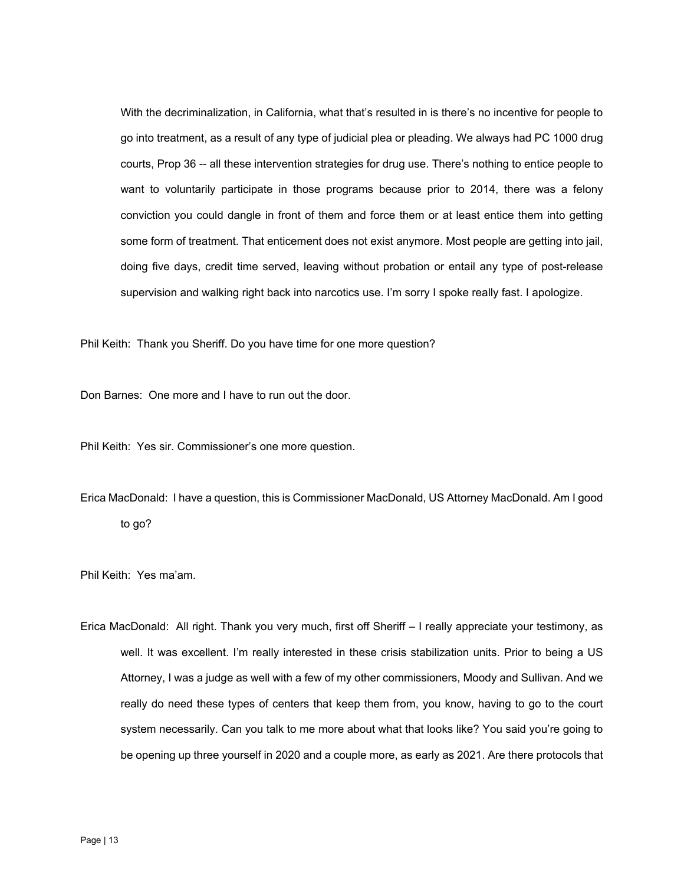With the decriminalization, in California, what that's resulted in is there's no incentive for people to go into treatment, as a result of any type of judicial plea or pleading. We always had PC 1000 drug courts, Prop 36 -- all these intervention strategies for drug use. There's nothing to entice people to want to voluntarily participate in those programs because prior to 2014, there was a felony conviction you could dangle in front of them and force them or at least entice them into getting some form of treatment. That enticement does not exist anymore. Most people are getting into jail, doing five days, credit time served, leaving without probation or entail any type of post-release supervision and walking right back into narcotics use. I'm sorry I spoke really fast. I apologize.

Phil Keith: Thank you Sheriff. Do you have time for one more question?

Don Barnes: One more and I have to run out the door.

Phil Keith: Yes sir. Commissioner's one more question.

Erica MacDonald: I have a question, this is Commissioner MacDonald, US Attorney MacDonald. Am I good to go?

Phil Keith: Yes ma'am.

Erica MacDonald: All right. Thank you very much, first off Sheriff – I really appreciate your testimony, as well. It was excellent. I'm really interested in these crisis stabilization units. Prior to being a US Attorney, I was a judge as well with a few of my other commissioners, Moody and Sullivan. And we really do need these types of centers that keep them from, you know, having to go to the court system necessarily. Can you talk to me more about what that looks like? You said you're going to be opening up three yourself in 2020 and a couple more, as early as 2021. Are there protocols that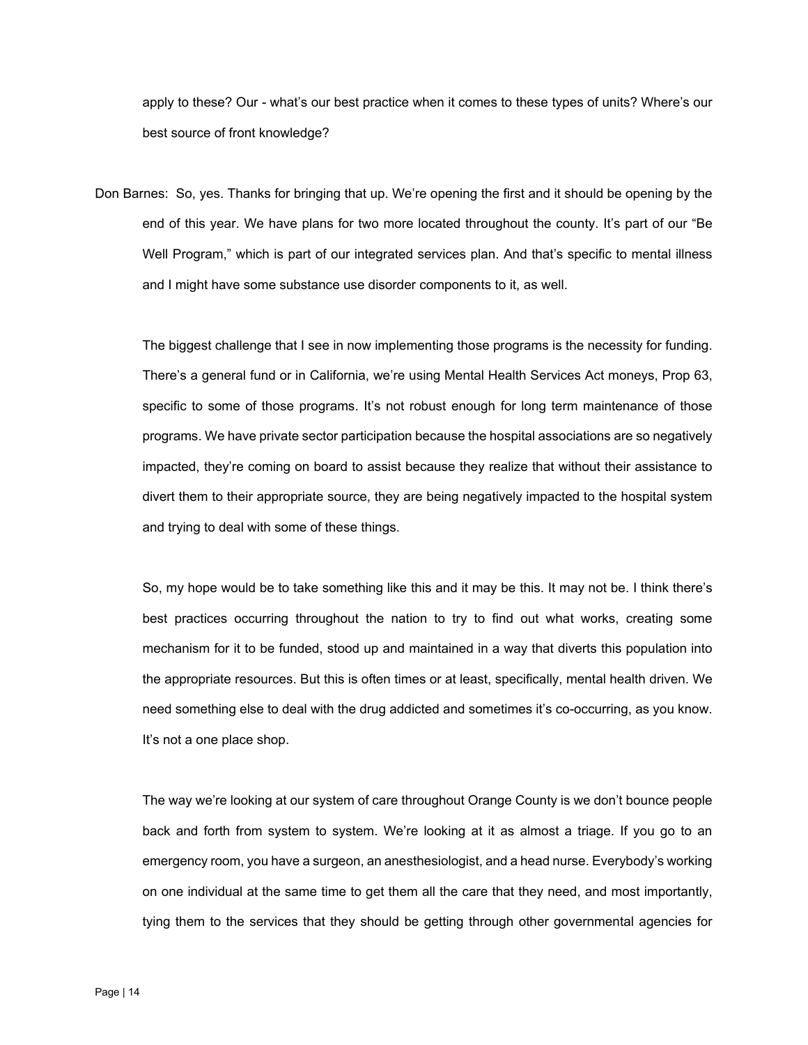apply to these? Our - what's our best practice when it comes to these types of units? Where's our best source of front knowledge?

Don Barnes: So, yes. Thanks for bringing that up. We're opening the first and it should be opening by the end of this year. We have plans for two more located throughout the county. It's part of our "Be Well Program," which is part of our integrated services plan. And that's specific to mental illness and I might have some substance use disorder components to it, as well.

The biggest challenge that I see in now implementing those programs is the necessity for funding. There's a general fund or in California, we're using Mental Health Services Act moneys, Prop 63, specific to some of those programs. It's not robust enough for long term maintenance of those programs. We have private sector participation because the hospital associations are so negatively impacted, they're coming on board to assist because they realize that without their assistance to divert them to their appropriate source, they are being negatively impacted to the hospital system and trying to deal with some of these things.

So, my hope would be to take something like this and it may be this. It may not be. I think there's best practices occurring throughout the nation to try to find out what works, creating some mechanism for it to be funded, stood up and maintained in a way that diverts this population into the appropriate resources. But this is often times or at least, specifically, mental health driven. We need something else to deal with the drug addicted and sometimes it's co-occurring, as you know. It's not a one place shop.

The way we're looking at our system of care throughout Orange County is we don't bounce people back and forth from system to system. We're looking at it as almost a triage. If you go to an emergency room, you have a surgeon, an anesthesiologist, and a head nurse. Everybody's working on one individual at the same time to get them all the care that they need, and most importantly, tying them to the services that they should be getting through other governmental agencies for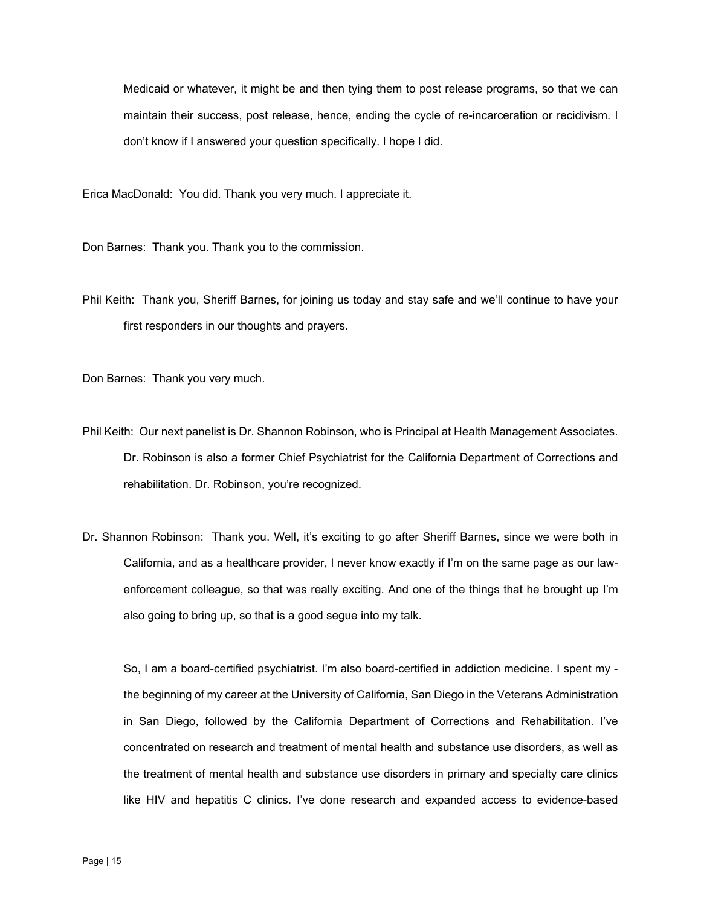Medicaid or whatever, it might be and then tying them to post release programs, so that we can maintain their success, post release, hence, ending the cycle of re-incarceration or recidivism. I don't know if I answered your question specifically. I hope I did.

Erica MacDonald: You did. Thank you very much. I appreciate it.

Don Barnes: Thank you. Thank you to the commission.

Phil Keith: Thank you, Sheriff Barnes, for joining us today and stay safe and we'll continue to have your first responders in our thoughts and prayers.

Don Barnes: Thank you very much.

Phil Keith: Our next panelist is Dr. Shannon Robinson, who is Principal at Health Management Associates. Dr. Robinson is also a former Chief Psychiatrist for the California Department of Corrections and rehabilitation. Dr. Robinson, you're recognized.

Dr. Shannon Robinson: Thank you. Well, it's exciting to go after Sheriff Barnes, since we were both in California, and as a healthcare provider, I never know exactly if I'm on the same page as our law-enforcement colleague, so that was really exciting. And one of the things that he brought up I'm also going to bring up, so that is a good segue into my talk.

So, I am a board-certified psychiatrist. I'm also board-certified in addiction medicine. I spent my - the beginning of my career at the University of California, San Diego in the Veterans Administration in San Diego, followed by the California Department of Corrections and Rehabilitation. I've concentrated on research and treatment of mental health and substance use disorders, as well as the treatment of mental health and substance use disorders in primary and specialty care clinics like HIV and hepatitis C clinics. I've done research and expanded access to evidence-based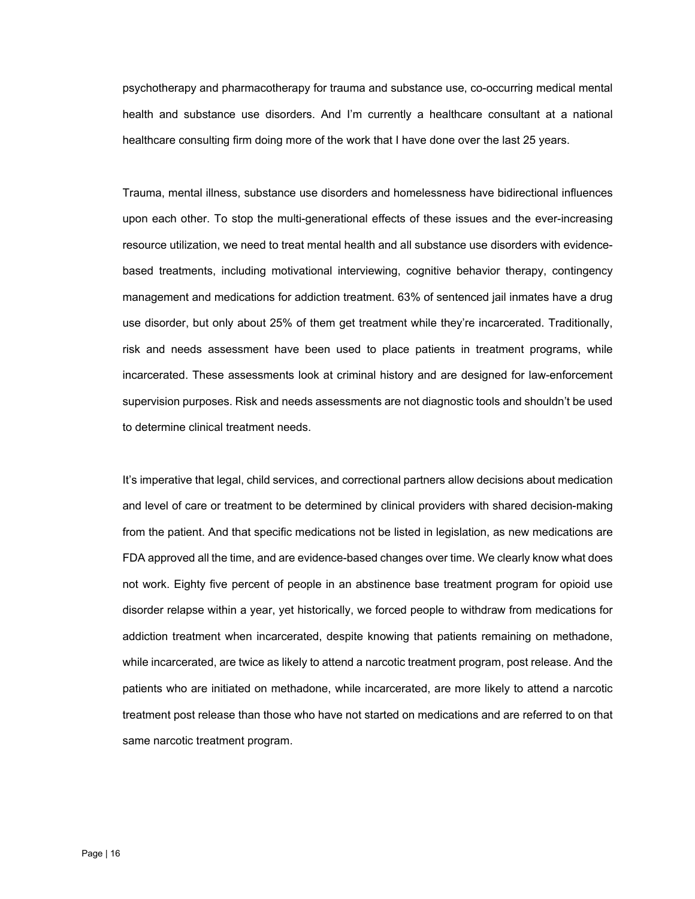psychotherapy and pharmacotherapy for trauma and substance use, co-occurring medical mental health and substance use disorders. And I'm currently a healthcare consultant at a national healthcare consulting firm doing more of the work that I have done over the last 25 years.

Trauma, mental illness, substance use disorders and homelessness have bidirectional influences upon each other. To stop the multi-generational effects of these issues and the ever-increasing resource utilization, we need to treat mental health and all substance use disorders with evidence-based treatments, including motivational interviewing, cognitive behavior therapy, contingency management and medications for addiction treatment. 63% of sentenced jail inmates have a drug use disorder, but only about 25% of them get treatment while they're incarcerated. Traditionally, risk and needs assessment have been used to place patients in treatment programs, while incarcerated. These assessments look at criminal history and are designed for law-enforcement supervision purposes. Risk and needs assessments are not diagnostic tools and shouldn't be used to determine clinical treatment needs.

It's imperative that legal, child services, and correctional partners allow decisions about medication and level of care or treatment to be determined by clinical providers with shared decision-making from the patient. And that specific medications not be listed in legislation, as new medications are FDA approved all the time, and are evidence-based changes over time. We clearly know what does not work. Eighty five percent of people in an abstinence base treatment program for opioid use disorder relapse within a year, yet historically, we forced people to withdraw from medications for addiction treatment when incarcerated, despite knowing that patients remaining on methadone, while incarcerated, are twice as likely to attend a narcotic treatment program, post release. And the patients who are initiated on methadone, while incarcerated, are more likely to attend a narcotic treatment post release than those who have not started on medications and are referred to on that same narcotic treatment program.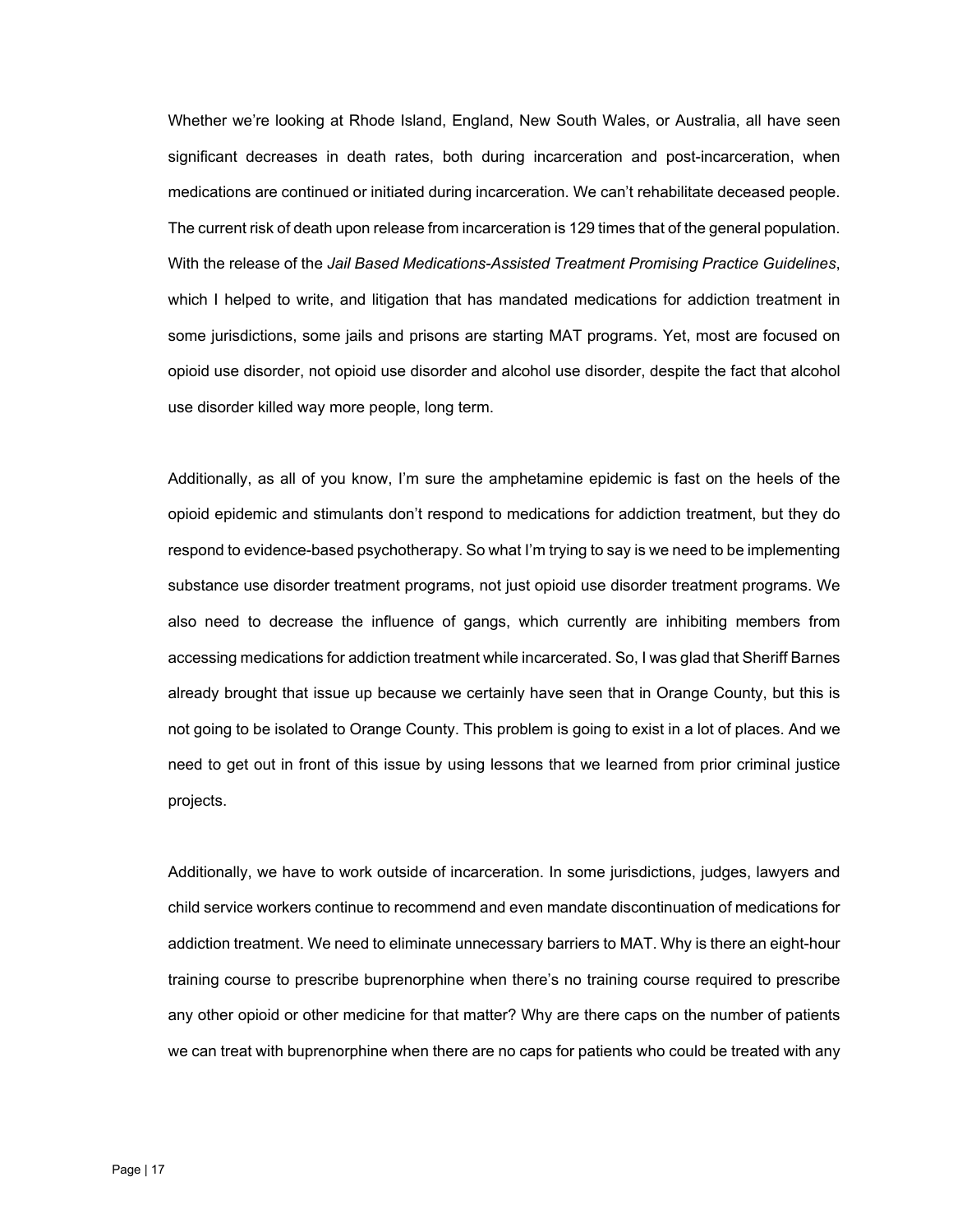Whether we're looking at Rhode Island, England, New South Wales, or Australia, all have seen significant decreases in death rates, both during incarceration and post-incarceration, when medications are continued or initiated during incarceration. We can't rehabilitate deceased people. The current risk of death upon release from incarceration is 129 times that of the general population. With the release of the *Jail Based Medications-Assisted Treatment Promising Practice Guidelines*, which I helped to write, and litigation that has mandated medications for addiction treatment in some jurisdictions, some jails and prisons are starting MAT programs. Yet, most are focused on opioid use disorder, not opioid use disorder and alcohol use disorder, despite the fact that alcohol use disorder killed way more people, long term.

Additionally, as all of you know, I'm sure the amphetamine epidemic is fast on the heels of the opioid epidemic and stimulants don't respond to medications for addiction treatment, but they do respond to evidence-based psychotherapy. So what I'm trying to say is we need to be implementing substance use disorder treatment programs, not just opioid use disorder treatment programs. We also need to decrease the influence of gangs, which currently are inhibiting members from accessing medications for addiction treatment while incarcerated. So, I was glad that Sheriff Barnes already brought that issue up because we certainly have seen that in Orange County, but this is not going to be isolated to Orange County. This problem is going to exist in a lot of places. And we need to get out in front of this issue by using lessons that we learned from prior criminal justice projects.

Additionally, we have to work outside of incarceration. In some jurisdictions, judges, lawyers and child service workers continue to recommend and even mandate discontinuation of medications for addiction treatment. We need to eliminate unnecessary barriers to MAT. Why is there an eight-hour training course to prescribe buprenorphine when there's no training course required to prescribe any other opioid or other medicine for that matter? Why are there caps on the number of patients we can treat with buprenorphine when there are no caps for patients who could be treated with any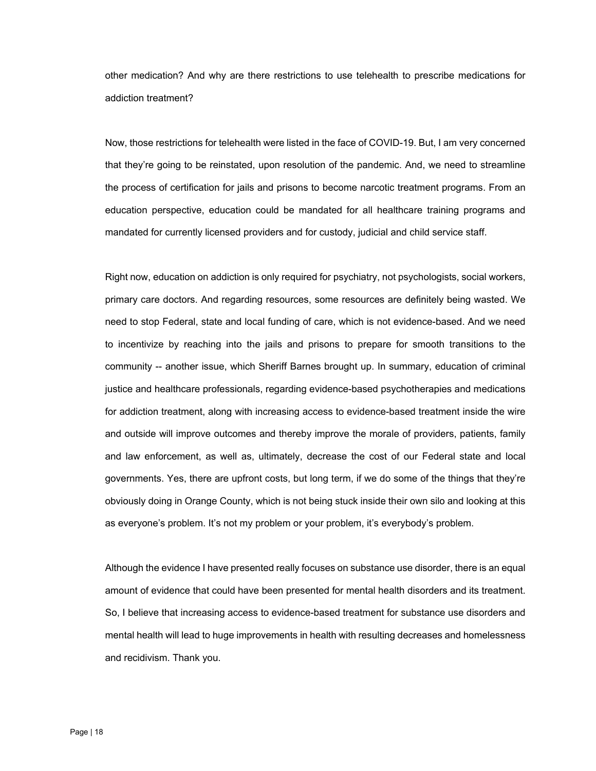other medication? And why are there restrictions to use telehealth to prescribe medications for addiction treatment?

Now, those restrictions for telehealth were listed in the face of COVID-19. But, I am very concerned that they're going to be reinstated, upon resolution of the pandemic. And, we need to streamline the process of certification for jails and prisons to become narcotic treatment programs. From an education perspective, education could be mandated for all healthcare training programs and mandated for currently licensed providers and for custody, judicial and child service staff.

Right now, education on addiction is only required for psychiatry, not psychologists, social workers, primary care doctors. And regarding resources, some resources are definitely being wasted. We need to stop Federal, state and local funding of care, which is not evidence-based. And we need to incentivize by reaching into the jails and prisons to prepare for smooth transitions to the community -- another issue, which Sheriff Barnes brought up. In summary, education of criminal justice and healthcare professionals, regarding evidence-based psychotherapies and medications for addiction treatment, along with increasing access to evidence-based treatment inside the wire and outside will improve outcomes and thereby improve the morale of providers, patients, family and law enforcement, as well as, ultimately, decrease the cost of our Federal state and local governments. Yes, there are upfront costs, but long term, if we do some of the things that they're obviously doing in Orange County, which is not being stuck inside their own silo and looking at this as everyone's problem. It's not my problem or your problem, it's everybody's problem.

Although the evidence I have presented really focuses on substance use disorder, there is an equal amount of evidence that could have been presented for mental health disorders and its treatment. So, I believe that increasing access to evidence-based treatment for substance use disorders and mental health will lead to huge improvements in health with resulting decreases and homelessness and recidivism. Thank you.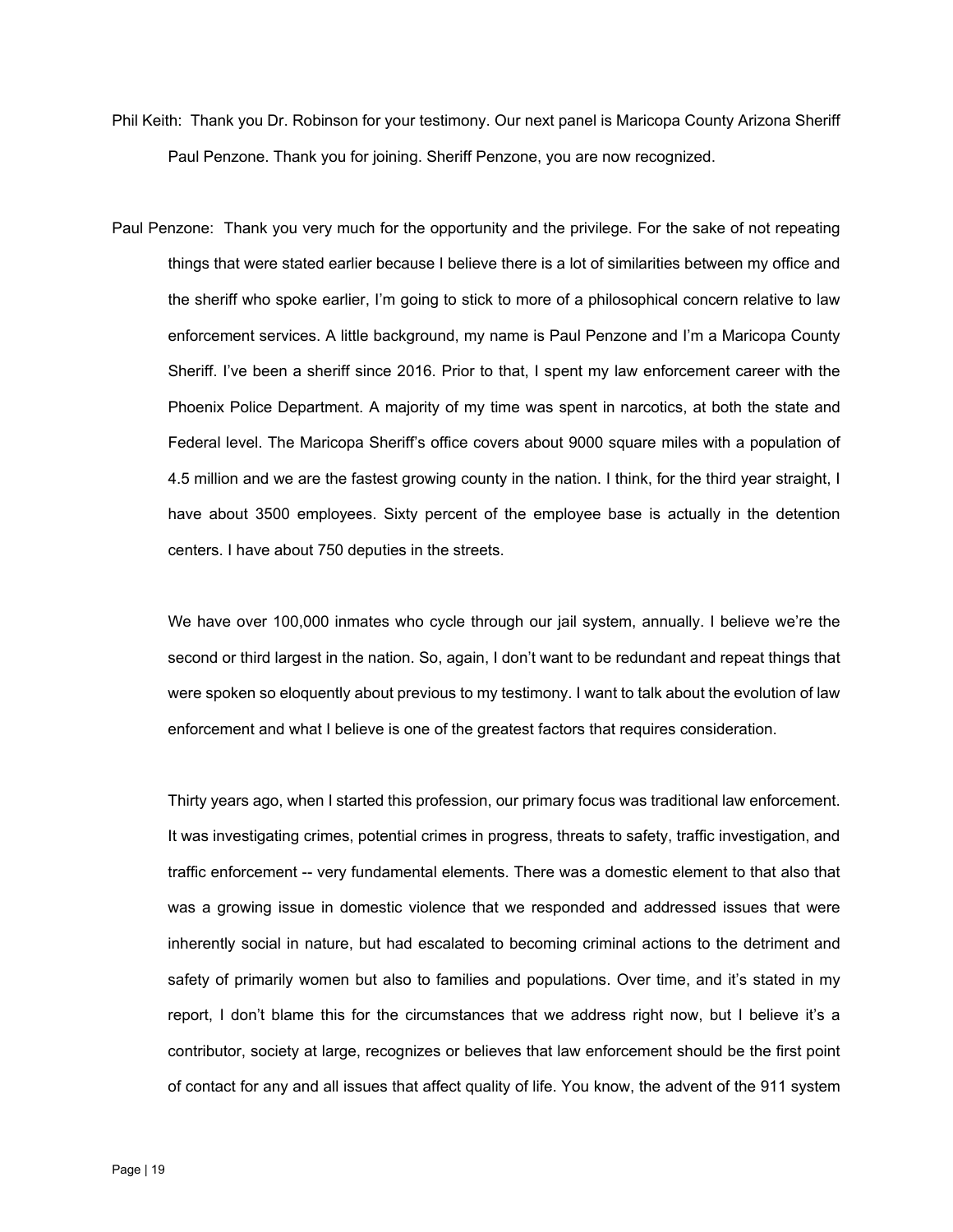Phil Keith: Thank you Dr. Robinson for your testimony. Our next panel is Maricopa County Arizona Sheriff Paul Penzone. Thank you for joining. Sheriff Penzone, you are now recognized.

Paul Penzone: Thank you very much for the opportunity and the privilege. For the sake of not repeating things that were stated earlier because I believe there is a lot of similarities between my office and the sheriff who spoke earlier, I'm going to stick to more of a philosophical concern relative to law enforcement services. A little background, my name is Paul Penzone and I'm a Maricopa County Sheriff. I've been a sheriff since 2016. Prior to that, I spent my law enforcement career with the Phoenix Police Department. A majority of my time was spent in narcotics, at both the state and Federal level. The Maricopa Sheriff's office covers about 9000 square miles with a population of 4.5 million and we are the fastest growing county in the nation. I think, for the third year straight, I have about 3500 employees. Sixty percent of the employee base is actually in the detention centers. I have about 750 deputies in the streets.

We have over 100,000 inmates who cycle through our jail system, annually. I believe we're the second or third largest in the nation. So, again, I don't want to be redundant and repeat things that were spoken so eloquently about previous to my testimony. I want to talk about the evolution of law enforcement and what I believe is one of the greatest factors that requires consideration.

Thirty years ago, when I started this profession, our primary focus was traditional law enforcement. It was investigating crimes, potential crimes in progress, threats to safety, traffic investigation, and traffic enforcement -- very fundamental elements. There was a domestic element to that also that was a growing issue in domestic violence that we responded and addressed issues that were inherently social in nature, but had escalated to becoming criminal actions to the detriment and safety of primarily women but also to families and populations. Over time, and it's stated in my report, I don't blame this for the circumstances that we address right now, but I believe it's a contributor, society at large, recognizes or believes that law enforcement should be the first point of contact for any and all issues that affect quality of life. You know, the advent of the 911 system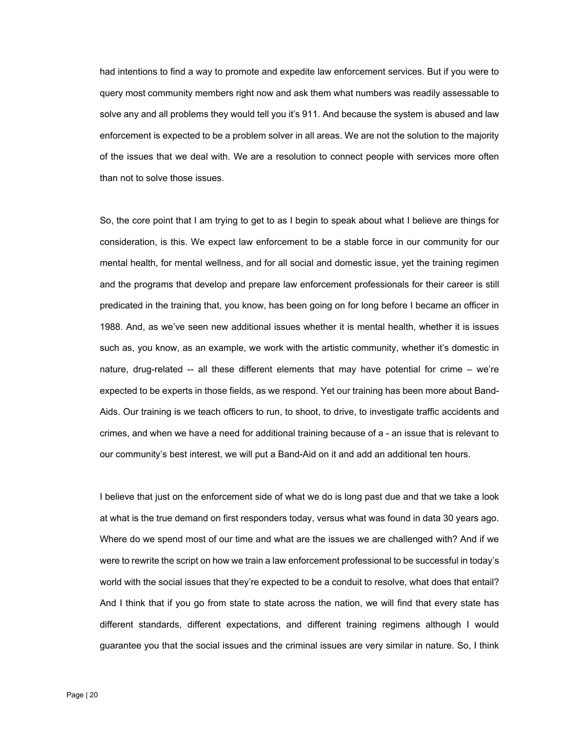had intentions to find a way to promote and expedite law enforcement services. But if you were to query most community members right now and ask them what numbers was readily assessable to solve any and all problems they would tell you it's 911. And because the system is abused and law enforcement is expected to be a problem solver in all areas. We are not the solution to the majority of the issues that we deal with. We are a resolution to connect people with services more often than not to solve those issues.

So, the core point that I am trying to get to as I begin to speak about what I believe are things for consideration, is this. We expect law enforcement to be a stable force in our community for our mental health, for mental wellness, and for all social and domestic issue, yet the training regimen and the programs that develop and prepare law enforcement professionals for their career is still predicated in the training that, you know, has been going on for long before I became an officer in 1988. And, as we've seen new additional issues whether it is mental health, whether it is issues such as, you know, as an example, we work with the artistic community, whether it's domestic in nature, drug-related -- all these different elements that may have potential for crime – we're expected to be experts in those fields, as we respond. Yet our training has been more about Band-Aids. Our training is we teach officers to run, to shoot, to drive, to investigate traffic accidents and crimes, and when we have a need for additional training because of a - an issue that is relevant to our community's best interest, we will put a Band-Aid on it and add an additional ten hours.

I believe that just on the enforcement side of what we do is long past due and that we take a look at what is the true demand on first responders today, versus what was found in data 30 years ago. Where do we spend most of our time and what are the issues we are challenged with? And if we were to rewrite the script on how we train a law enforcement professional to be successful in today's world with the social issues that they're expected to be a conduit to resolve, what does that entail? And I think that if you go from state to state across the nation, we will find that every state has different standards, different expectations, and different training regimens although I would guarantee you that the social issues and the criminal issues are very similar in nature. So, I think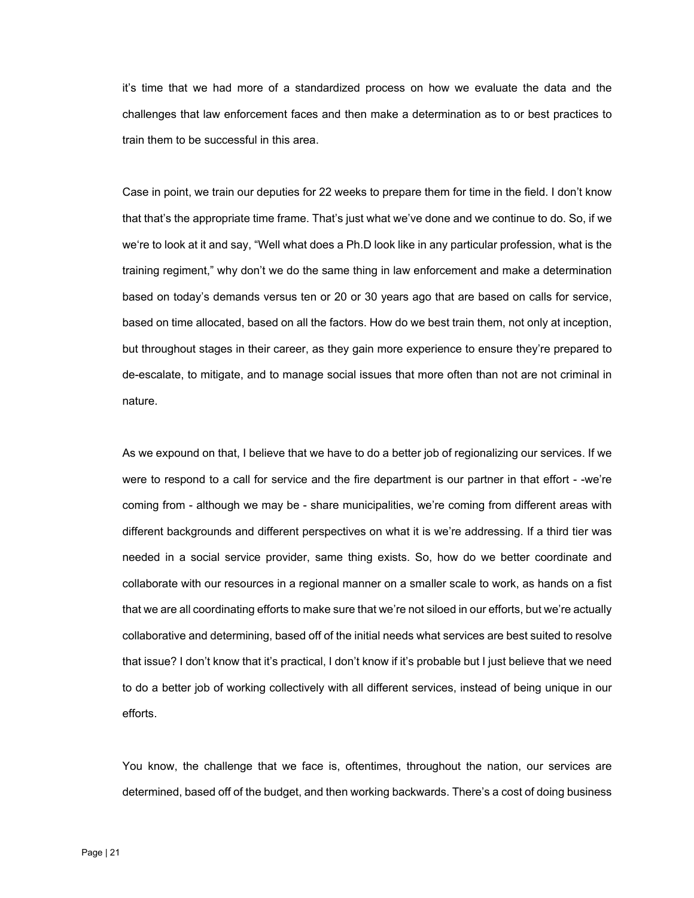it's time that we had more of a standardized process on how we evaluate the data and the challenges that law enforcement faces and then make a determination as to or best practices to train them to be successful in this area.

Case in point, we train our deputies for 22 weeks to prepare them for time in the field. I don't know that that's the appropriate time frame. That's just what we've done and we continue to do. So, if we we're to look at it and say, "Well what does a Ph.D look like in any particular profession, what is the training regiment," why don't we do the same thing in law enforcement and make a determination based on today's demands versus ten or 20 or 30 years ago that are based on calls for service, based on time allocated, based on all the factors. How do we best train them, not only at inception, but throughout stages in their career, as they gain more experience to ensure they're prepared to de-escalate, to mitigate, and to manage social issues that more often than not are not criminal in nature.

As we expound on that, I believe that we have to do a better job of regionalizing our services. If we were to respond to a call for service and the fire department is our partner in that effort - -we're coming from - although we may be - share municipalities, we're coming from different areas with different backgrounds and different perspectives on what it is we're addressing. If a third tier was needed in a social service provider, same thing exists. So, how do we better coordinate and collaborate with our resources in a regional manner on a smaller scale to work, as hands on a fist that we are all coordinating efforts to make sure that we're not siloed in our efforts, but we're actually collaborative and determining, based off of the initial needs what services are best suited to resolve that issue? I don't know that it's practical, I don't know if it's probable but I just believe that we need to do a better job of working collectively with all different services, instead of being unique in our efforts.

You know, the challenge that we face is, oftentimes, throughout the nation, our services are determined, based off of the budget, and then working backwards. There's a cost of doing business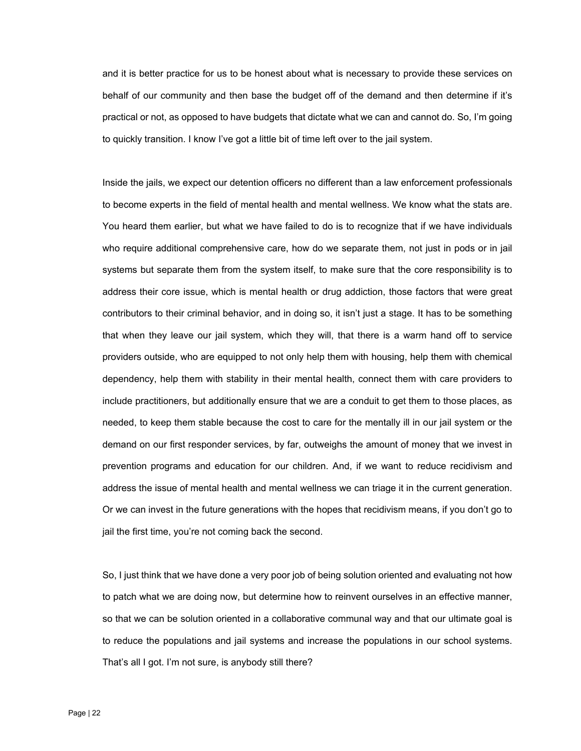and it is better practice for us to be honest about what is necessary to provide these services on behalf of our community and then base the budget off of the demand and then determine if it's practical or not, as opposed to have budgets that dictate what we can and cannot do. So, I'm going to quickly transition. I know I've got a little bit of time left over to the jail system.

Inside the jails, we expect our detention officers no different than a law enforcement professionals to become experts in the field of mental health and mental wellness. We know what the stats are. You heard them earlier, but what we have failed to do is to recognize that if we have individuals who require additional comprehensive care, how do we separate them, not just in pods or in jail systems but separate them from the system itself, to make sure that the core responsibility is to address their core issue, which is mental health or drug addiction, those factors that were great contributors to their criminal behavior, and in doing so, it isn't just a stage. It has to be something that when they leave our jail system, which they will, that there is a warm hand off to service providers outside, who are equipped to not only help them with housing, help them with chemical dependency, help them with stability in their mental health, connect them with care providers to include practitioners, but additionally ensure that we are a conduit to get them to those places, as needed, to keep them stable because the cost to care for the mentally ill in our jail system or the demand on our first responder services, by far, outweighs the amount of money that we invest in prevention programs and education for our children. And, if we want to reduce recidivism and address the issue of mental health and mental wellness we can triage it in the current generation. Or we can invest in the future generations with the hopes that recidivism means, if you don't go to jail the first time, you're not coming back the second.

So, I just think that we have done a very poor job of being solution oriented and evaluating not how to patch what we are doing now, but determine how to reinvent ourselves in an effective manner, so that we can be solution oriented in a collaborative communal way and that our ultimate goal is to reduce the populations and jail systems and increase the populations in our school systems. That's all I got. I'm not sure, is anybody still there?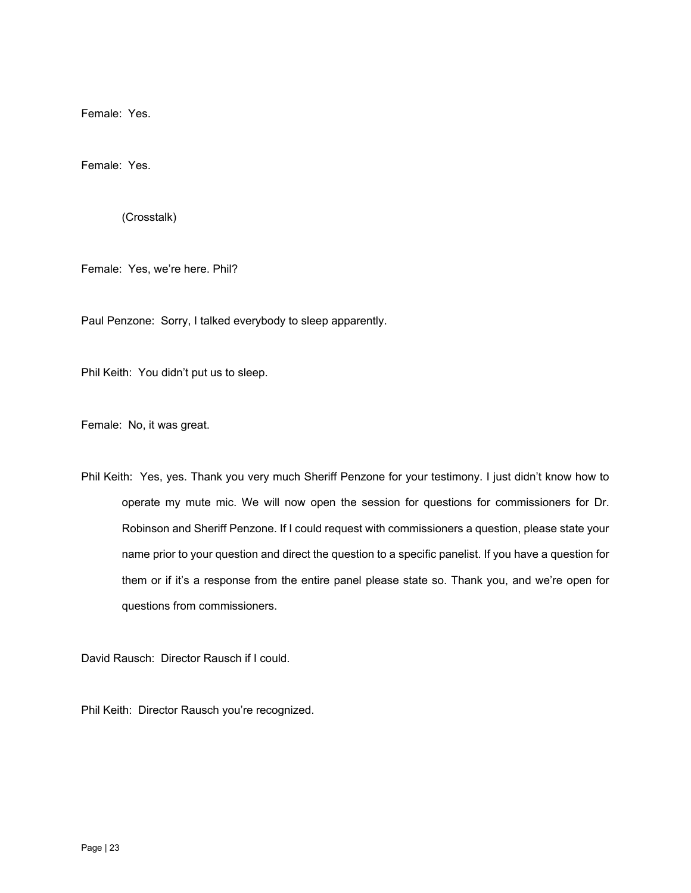Female: Yes.

Female: Yes.

(Crosstalk)

Female: Yes, we're here. Phil?

Paul Penzone: Sorry, I talked everybody to sleep apparently.

Phil Keith: You didn't put us to sleep.

Female: No, it was great.

Phil Keith: Yes, yes. Thank you very much Sheriff Penzone for your testimony. I just didn't know how to operate my mute mic. We will now open the session for questions for commissioners for Dr. Robinson and Sheriff Penzone. If I could request with commissioners a question, please state your name prior to your question and direct the question to a specific panelist. If you have a question for them or if it's a response from the entire panel please state so. Thank you, and we're open for questions from commissioners.

David Rausch: Director Rausch if I could.

Phil Keith: Director Rausch you're recognized.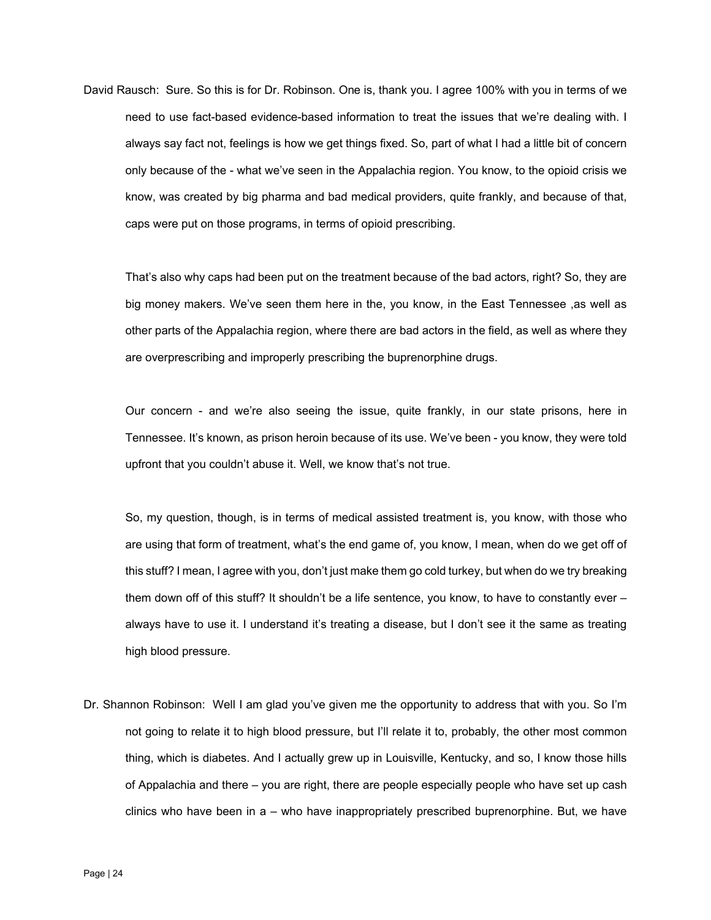David Rausch: Sure. So this is for Dr. Robinson. One is, thank you. I agree 100% with you in terms of we need to use fact-based evidence-based information to treat the issues that we're dealing with. I always say fact not, feelings is how we get things fixed. So, part of what I had a little bit of concern only because of the - what we've seen in the Appalachia region. You know, to the opioid crisis we know, was created by big pharma and bad medical providers, quite frankly, and because of that, caps were put on those programs, in terms of opioid prescribing.

That's also why caps had been put on the treatment because of the bad actors, right? So, they are big money makers. We've seen them here in the, you know, in the East Tennessee ,as well as other parts of the Appalachia region, where there are bad actors in the field, as well as where they are overprescribing and improperly prescribing the buprenorphine drugs.

Our concern - and we're also seeing the issue, quite frankly, in our state prisons, here in Tennessee. It's known, as prison heroin because of its use. We've been - you know, they were told upfront that you couldn't abuse it. Well, we know that's not true.

So, my question, though, is in terms of medical assisted treatment is, you know, with those who are using that form of treatment, what's the end game of, you know, I mean, when do we get off of this stuff? I mean, I agree with you, don't just make them go cold turkey, but when do we try breaking them down off of this stuff? It shouldn't be a life sentence, you know, to have to constantly ever – always have to use it. I understand it's treating a disease, but I don't see it the same as treating high blood pressure.

Dr. Shannon Robinson: Well I am glad you've given me the opportunity to address that with you. So I'm not going to relate it to high blood pressure, but I'll relate it to, probably, the other most common thing, which is diabetes. And I actually grew up in Louisville, Kentucky, and so, I know those hills of Appalachia and there – you are right, there are people especially people who have set up cash clinics who have been in a – who have inappropriately prescribed buprenorphine. But, we have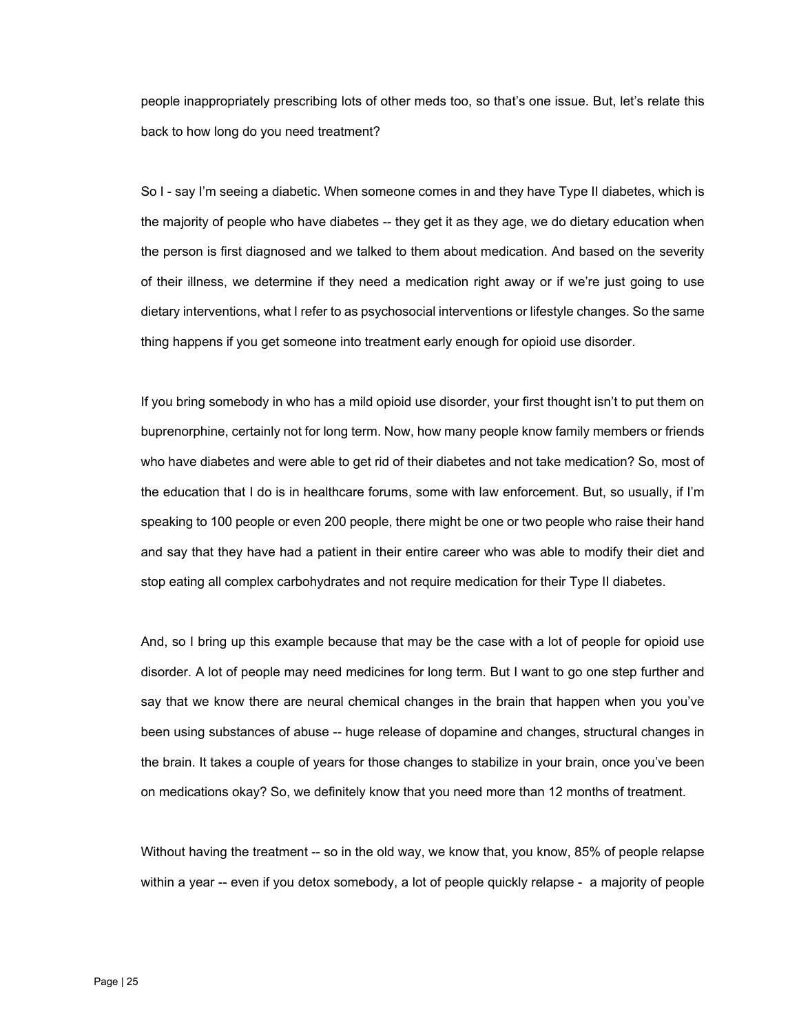people inappropriately prescribing lots of other meds too, so that's one issue. But, let's relate this back to how long do you need treatment?

So I - say I'm seeing a diabetic. When someone comes in and they have Type II diabetes, which is the majority of people who have diabetes -- they get it as they age, we do dietary education when the person is first diagnosed and we talked to them about medication. And based on the severity of their illness, we determine if they need a medication right away or if we're just going to use dietary interventions, what I refer to as psychosocial interventions or lifestyle changes. So the same thing happens if you get someone into treatment early enough for opioid use disorder.

If you bring somebody in who has a mild opioid use disorder, your first thought isn't to put them on buprenorphine, certainly not for long term. Now, how many people know family members or friends who have diabetes and were able to get rid of their diabetes and not take medication? So, most of the education that I do is in healthcare forums, some with law enforcement. But, so usually, if I'm speaking to 100 people or even 200 people, there might be one or two people who raise their hand and say that they have had a patient in their entire career who was able to modify their diet and stop eating all complex carbohydrates and not require medication for their Type II diabetes.

And, so I bring up this example because that may be the case with a lot of people for opioid use disorder. A lot of people may need medicines for long term. But I want to go one step further and say that we know there are neural chemical changes in the brain that happen when you you've been using substances of abuse -- huge release of dopamine and changes, structural changes in the brain. It takes a couple of years for those changes to stabilize in your brain, once you've been on medications okay? So, we definitely know that you need more than 12 months of treatment.

Without having the treatment -- so in the old way, we know that, you know, 85% of people relapse within a year -- even if you detox somebody, a lot of people quickly relapse - a majority of people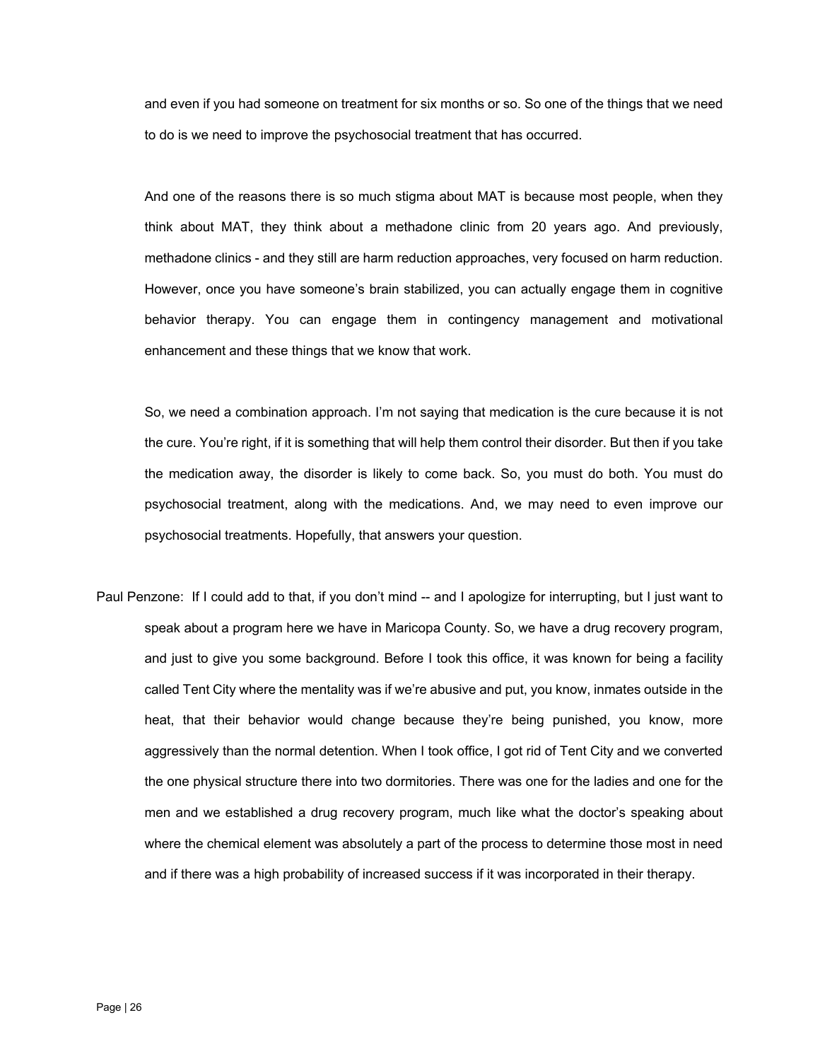and even if you had someone on treatment for six months or so. So one of the things that we need to do is we need to improve the psychosocial treatment that has occurred.

And one of the reasons there is so much stigma about MAT is because most people, when they think about MAT, they think about a methadone clinic from 20 years ago. And previously, methadone clinics - and they still are harm reduction approaches, very focused on harm reduction. However, once you have someone's brain stabilized, you can actually engage them in cognitive behavior therapy. You can engage them in contingency management and motivational enhancement and these things that we know that work.

So, we need a combination approach. I'm not saying that medication is the cure because it is not the cure. You're right, if it is something that will help them control their disorder. But then if you take the medication away, the disorder is likely to come back. So, you must do both. You must do psychosocial treatment, along with the medications. And, we may need to even improve our psychosocial treatments. Hopefully, that answers your question.

Paul Penzone: If I could add to that, if you don't mind -- and I apologize for interrupting, but I just want to speak about a program here we have in Maricopa County. So, we have a drug recovery program, and just to give you some background. Before I took this office, it was known for being a facility called Tent City where the mentality was if we're abusive and put, you know, inmates outside in the heat, that their behavior would change because they're being punished, you know, more aggressively than the normal detention. When I took office, I got rid of Tent City and we converted the one physical structure there into two dormitories. There was one for the ladies and one for the men and we established a drug recovery program, much like what the doctor's speaking about where the chemical element was absolutely a part of the process to determine those most in need and if there was a high probability of increased success if it was incorporated in their therapy.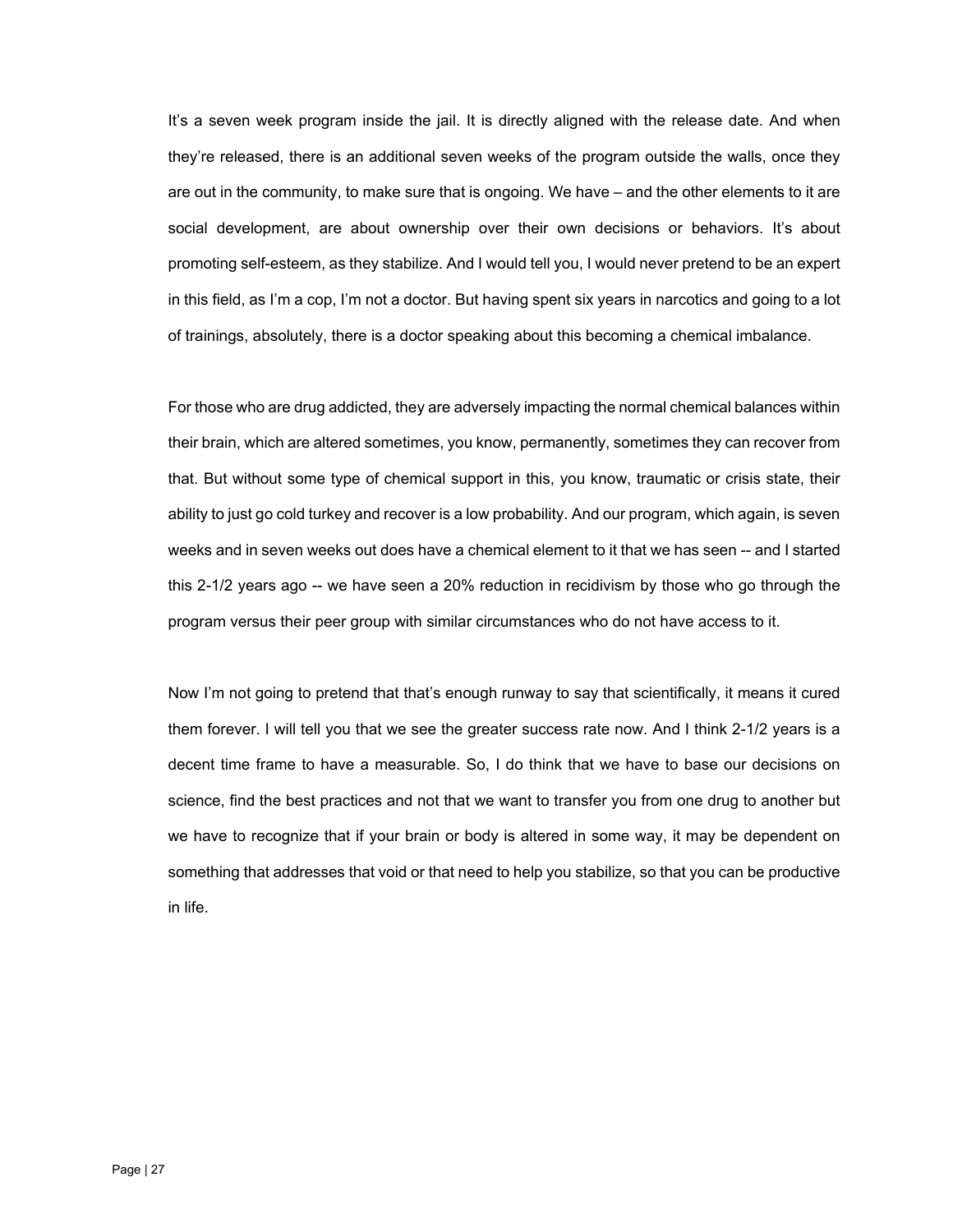It's a seven week program inside the jail. It is directly aligned with the release date. And when they're released, there is an additional seven weeks of the program outside the walls, once they are out in the community, to make sure that is ongoing. We have – and the other elements to it are social development, are about ownership over their own decisions or behaviors. It's about promoting self-esteem, as they stabilize. And I would tell you, I would never pretend to be an expert in this field, as I'm a cop, I'm not a doctor. But having spent six years in narcotics and going to a lot of trainings, absolutely, there is a doctor speaking about this becoming a chemical imbalance.

For those who are drug addicted, they are adversely impacting the normal chemical balances within their brain, which are altered sometimes, you know, permanently, sometimes they can recover from that. But without some type of chemical support in this, you know, traumatic or crisis state, their ability to just go cold turkey and recover is a low probability. And our program, which again, is seven weeks and in seven weeks out does have a chemical element to it that we has seen -- and I started this 2-1/2 years ago -- we have seen a 20% reduction in recidivism by those who go through the program versus their peer group with similar circumstances who do not have access to it.

Now I'm not going to pretend that that's enough runway to say that scientifically, it means it cured them forever. I will tell you that we see the greater success rate now. And I think 2-1/2 years is a decent time frame to have a measurable. So, I do think that we have to base our decisions on science, find the best practices and not that we want to transfer you from one drug to another but we have to recognize that if your brain or body is altered in some way, it may be dependent on something that addresses that void or that need to help you stabilize, so that you can be productive in life.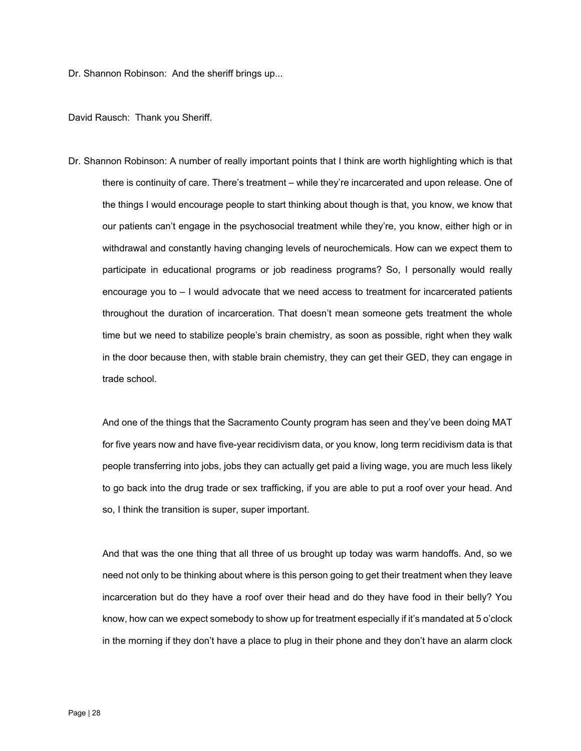Dr. Shannon Robinson: And the sheriff brings up...

David Rausch: Thank you Sheriff.

Dr. Shannon Robinson: A number of really important points that I think are worth highlighting which is that there is continuity of care. There's treatment – while they're incarcerated and upon release. One of the things I would encourage people to start thinking about though is that, you know, we know that our patients can't engage in the psychosocial treatment while they're, you know, either high or in withdrawal and constantly having changing levels of neurochemicals. How can we expect them to participate in educational programs or job readiness programs? So, I personally would really encourage you to – I would advocate that we need access to treatment for incarcerated patients throughout the duration of incarceration. That doesn't mean someone gets treatment the whole time but we need to stabilize people's brain chemistry, as soon as possible, right when they walk in the door because then, with stable brain chemistry, they can get their GED, they can engage in trade school.

And one of the things that the Sacramento County program has seen and they've been doing MAT for five years now and have five-year recidivism data, or you know, long term recidivism data is that people transferring into jobs, jobs they can actually get paid a living wage, you are much less likely to go back into the drug trade or sex trafficking, if you are able to put a roof over your head. And so, I think the transition is super, super important.

And that was the one thing that all three of us brought up today was warm handoffs. And, so we need not only to be thinking about where is this person going to get their treatment when they leave incarceration but do they have a roof over their head and do they have food in their belly? You know, how can we expect somebody to show up for treatment especially if it's mandated at 5 o'clock in the morning if they don't have a place to plug in their phone and they don't have an alarm clock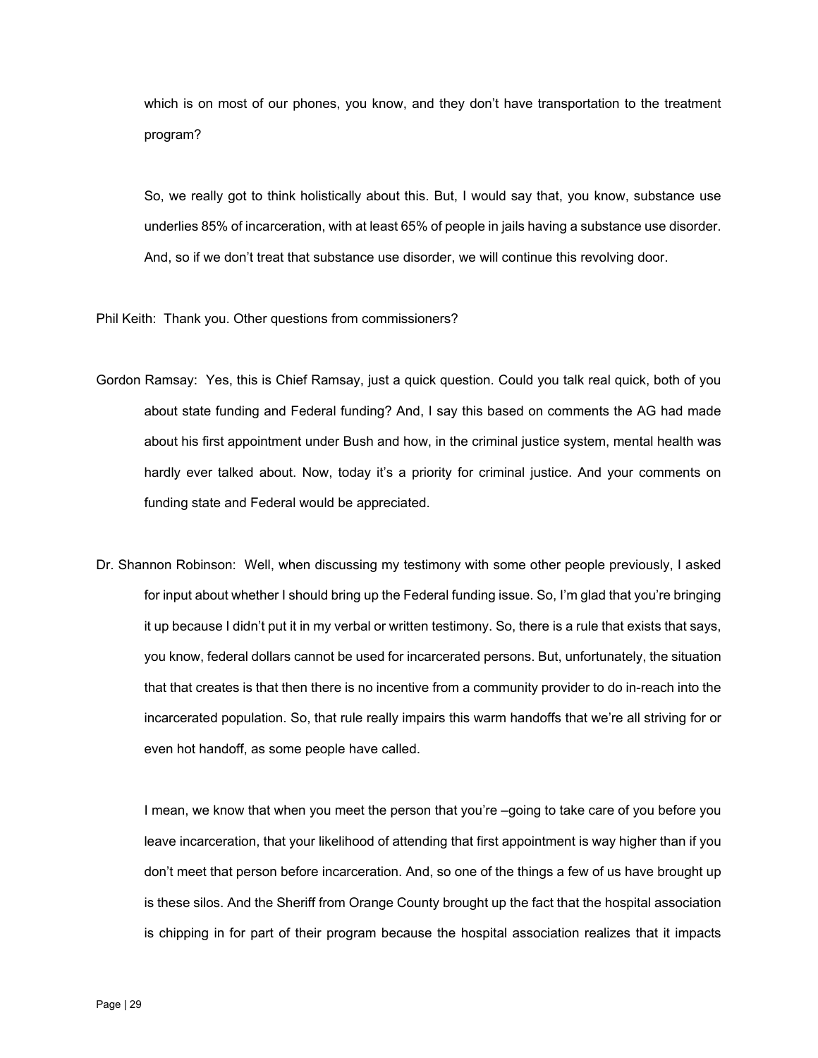which is on most of our phones, you know, and they don't have transportation to the treatment program?

So, we really got to think holistically about this. But, I would say that, you know, substance use underlies 85% of incarceration, with at least 65% of people in jails having a substance use disorder. And, so if we don't treat that substance use disorder, we will continue this revolving door.

Phil Keith: Thank you. Other questions from commissioners?

Gordon Ramsay: Yes, this is Chief Ramsay, just a quick question. Could you talk real quick, both of you about state funding and Federal funding? And, I say this based on comments the AG had made about his first appointment under Bush and how, in the criminal justice system, mental health was hardly ever talked about. Now, today it's a priority for criminal justice. And your comments on funding state and Federal would be appreciated.

Dr. Shannon Robinson: Well, when discussing my testimony with some other people previously, I asked for input about whether I should bring up the Federal funding issue. So, I'm glad that you're bringing it up because I didn't put it in my verbal or written testimony. So, there is a rule that exists that says, you know, federal dollars cannot be used for incarcerated persons. But, unfortunately, the situation that that creates is that then there is no incentive from a community provider to do in-reach into the incarcerated population. So, that rule really impairs this warm handoffs that we're all striving for or even hot handoff, as some people have called.

I mean, we know that when you meet the person that you're –going to take care of you before you leave incarceration, that your likelihood of attending that first appointment is way higher than if you don't meet that person before incarceration. And, so one of the things a few of us have brought up is these silos. And the Sheriff from Orange County brought up the fact that the hospital association is chipping in for part of their program because the hospital association realizes that it impacts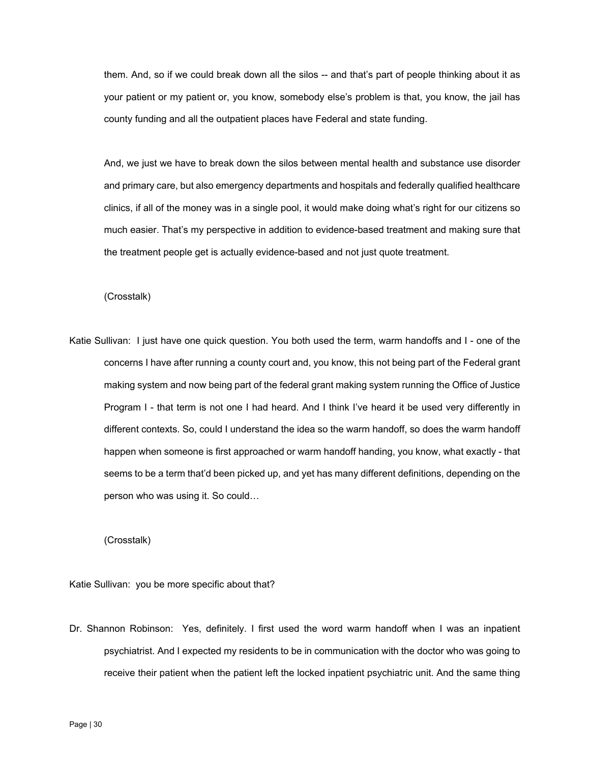them. And, so if we could break down all the silos -- and that's part of people thinking about it as your patient or my patient or, you know, somebody else's problem is that, you know, the jail has county funding and all the outpatient places have Federal and state funding.

And, we just we have to break down the silos between mental health and substance use disorder and primary care, but also emergency departments and hospitals and federally qualified healthcare clinics, if all of the money was in a single pool, it would make doing what's right for our citizens so much easier. That's my perspective in addition to evidence-based treatment and making sure that the treatment people get is actually evidence-based and not just quote treatment.

(Crosstalk)

Katie Sullivan: I just have one quick question. You both used the term, warm handoffs and I - one of the concerns I have after running a county court and, you know, this not being part of the Federal grant making system and now being part of the federal grant making system running the Office of Justice Program I - that term is not one I had heard. And I think I've heard it be used very differently in different contexts. So, could I understand the idea so the warm handoff, so does the warm handoff happen when someone is first approached or warm handoff handing, you know, what exactly - that seems to be a term that'd been picked up, and yet has many different definitions, depending on the person who was using it. So could…

(Crosstalk)

Katie Sullivan: you be more specific about that?

Dr. Shannon Robinson: Yes, definitely. I first used the word warm handoff when I was an inpatient psychiatrist. And I expected my residents to be in communication with the doctor who was going to receive their patient when the patient left the locked inpatient psychiatric unit. And the same thing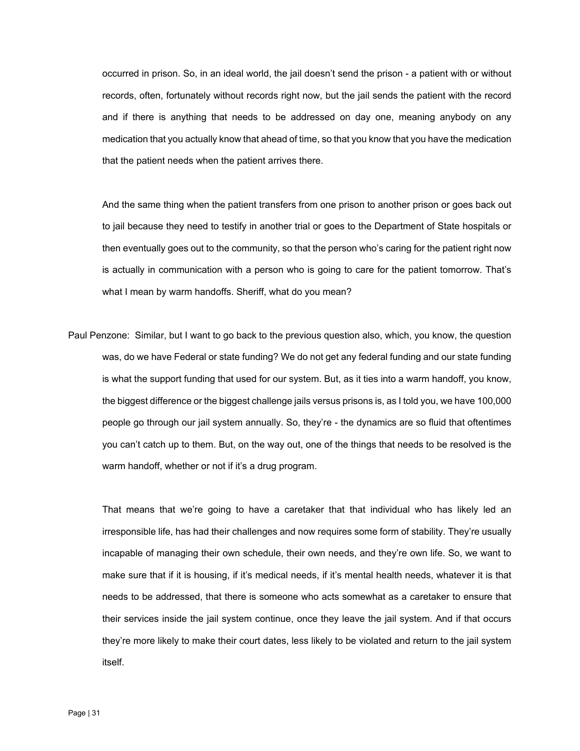occurred in prison. So, in an ideal world, the jail doesn't send the prison - a patient with or without records, often, fortunately without records right now, but the jail sends the patient with the record and if there is anything that needs to be addressed on day one, meaning anybody on any medication that you actually know that ahead of time, so that you know that you have the medication that the patient needs when the patient arrives there.

And the same thing when the patient transfers from one prison to another prison or goes back out to jail because they need to testify in another trial or goes to the Department of State hospitals or then eventually goes out to the community, so that the person who's caring for the patient right now is actually in communication with a person who is going to care for the patient tomorrow. That's what I mean by warm handoffs. Sheriff, what do you mean?

Paul Penzone: Similar, but I want to go back to the previous question also, which, you know, the question was, do we have Federal or state funding? We do not get any federal funding and our state funding is what the support funding that used for our system. But, as it ties into a warm handoff, you know, the biggest difference or the biggest challenge jails versus prisons is, as I told you, we have 100,000 people go through our jail system annually. So, they're - the dynamics are so fluid that oftentimes you can't catch up to them. But, on the way out, one of the things that needs to be resolved is the warm handoff, whether or not if it's a drug program.

That means that we're going to have a caretaker that that individual who has likely led an irresponsible life, has had their challenges and now requires some form of stability. They're usually incapable of managing their own schedule, their own needs, and they're own life. So, we want to make sure that if it is housing, if it's medical needs, if it's mental health needs, whatever it is that needs to be addressed, that there is someone who acts somewhat as a caretaker to ensure that their services inside the jail system continue, once they leave the jail system. And if that occurs they're more likely to make their court dates, less likely to be violated and return to the jail system itself.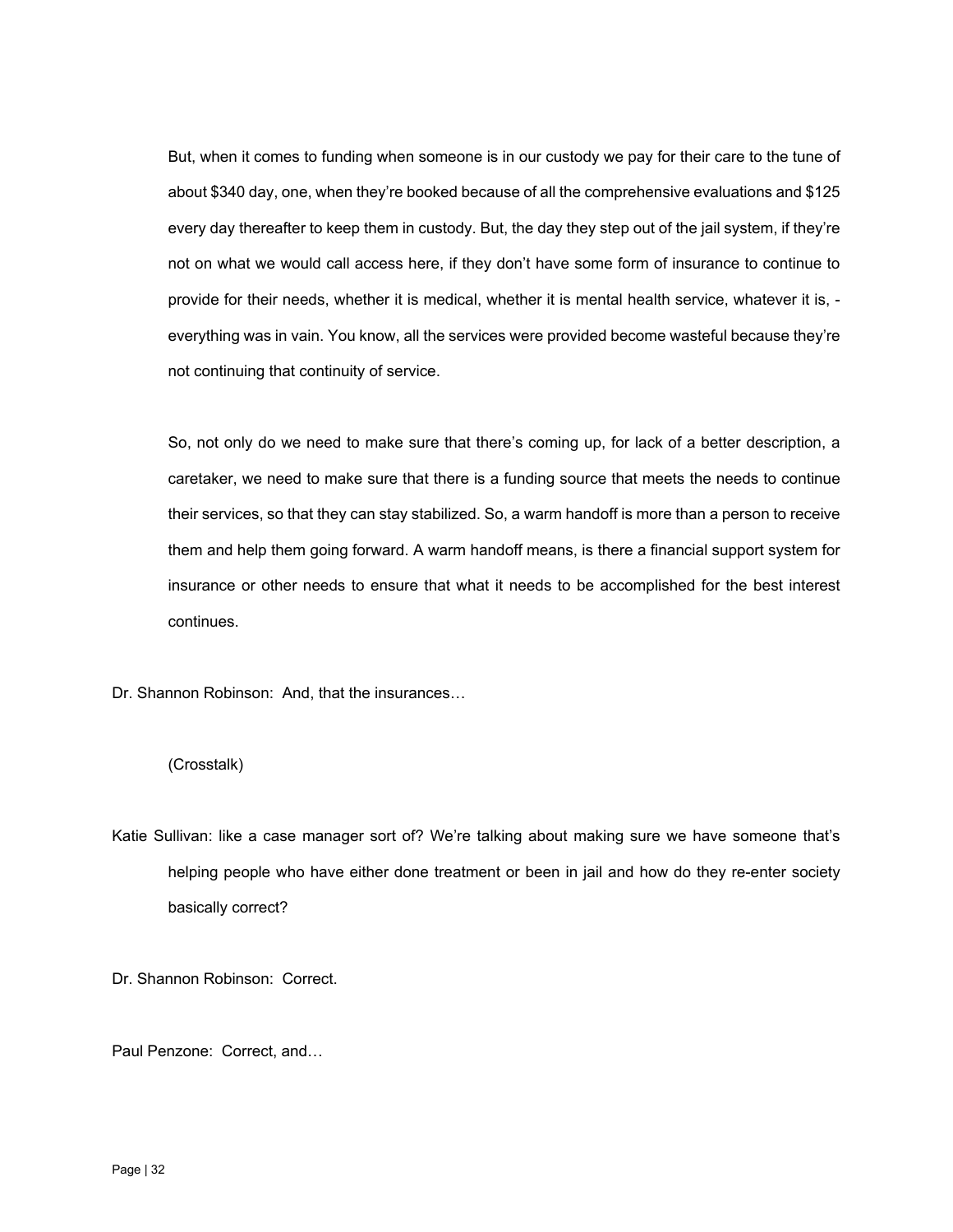But, when it comes to funding when someone is in our custody we pay for their care to the tune of about $340 day, one, when they're booked because of all the comprehensive evaluations and $125 every day thereafter to keep them in custody. But, the day they step out of the jail system, if they're not on what we would call access here, if they don't have some form of insurance to continue to provide for their needs, whether it is medical, whether it is mental health service, whatever it is, - everything was in vain. You know, all the services were provided become wasteful because they're not continuing that continuity of service.

So, not only do we need to make sure that there's coming up, for lack of a better description, a caretaker, we need to make sure that there is a funding source that meets the needs to continue their services, so that they can stay stabilized. So, a warm handoff is more than a person to receive them and help them going forward. A warm handoff means, is there a financial support system for insurance or other needs to ensure that what it needs to be accomplished for the best interest continues.

Dr. Shannon Robinson: And, that the insurances…

(Crosstalk)

Katie Sullivan: like a case manager sort of? We're talking about making sure we have someone that's helping people who have either done treatment or been in jail and how do they re-enter society basically correct?

Dr. Shannon Robinson: Correct.

Paul Penzone: Correct, and…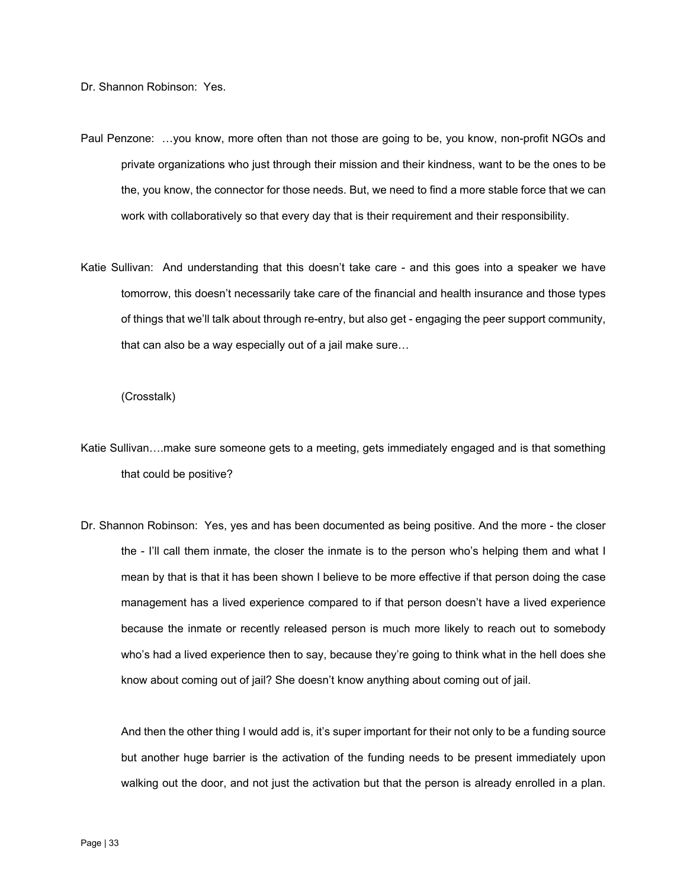Dr. Shannon Robinson: Yes.

Paul Penzone: …you know, more often than not those are going to be, you know, non-profit NGOs and private organizations who just through their mission and their kindness, want to be the ones to be the, you know, the connector for those needs. But, we need to find a more stable force that we can work with collaboratively so that every day that is their requirement and their responsibility.

Katie Sullivan: And understanding that this doesn't take care - and this goes into a speaker we have tomorrow, this doesn't necessarily take care of the financial and health insurance and those types of things that we'll talk about through re-entry, but also get - engaging the peer support community, that can also be a way especially out of a jail make sure…

(Crosstalk)

Katie Sullivan….make sure someone gets to a meeting, gets immediately engaged and is that something that could be positive?

Dr. Shannon Robinson: Yes, yes and has been documented as being positive. And the more - the closer the - I'll call them inmate, the closer the inmate is to the person who's helping them and what I mean by that is that it has been shown I believe to be more effective if that person doing the case management has a lived experience compared to if that person doesn't have a lived experience because the inmate or recently released person is much more likely to reach out to somebody who's had a lived experience then to say, because they're going to think what in the hell does she know about coming out of jail? She doesn't know anything about coming out of jail.

And then the other thing I would add is, it's super important for their not only to be a funding source but another huge barrier is the activation of the funding needs to be present immediately upon walking out the door, and not just the activation but that the person is already enrolled in a plan.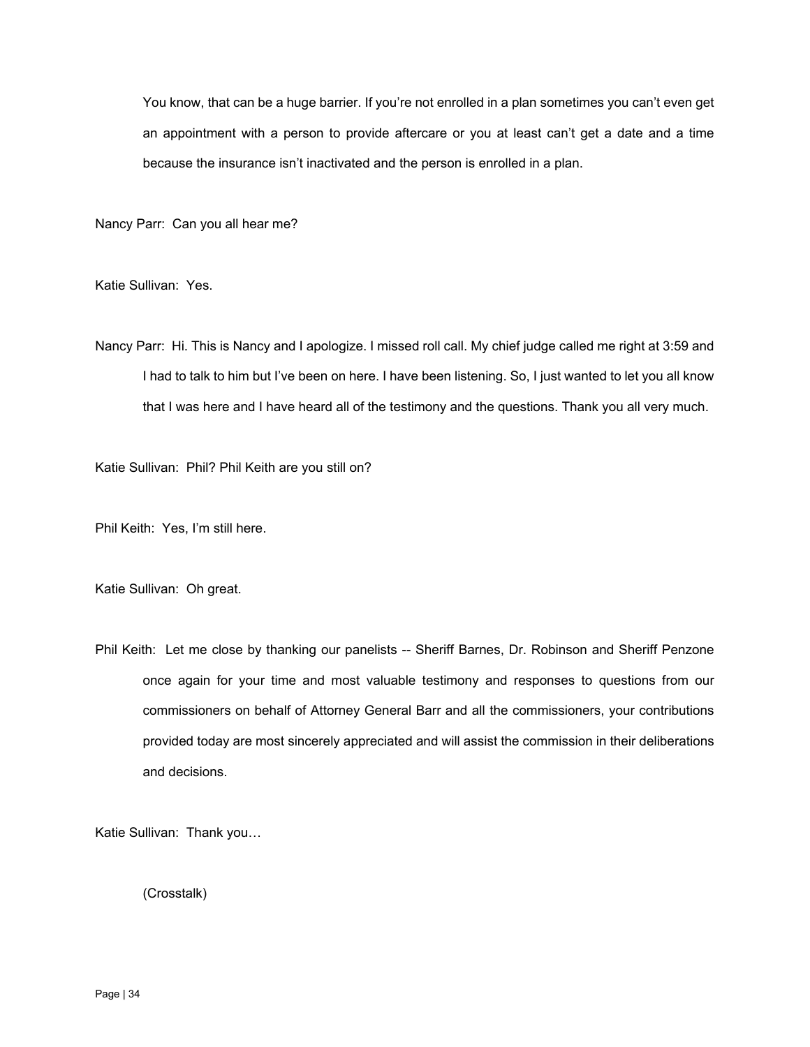You know, that can be a huge barrier. If you're not enrolled in a plan sometimes you can't even get an appointment with a person to provide aftercare or you at least can't get a date and a time because the insurance isn't inactivated and the person is enrolled in a plan.

Nancy Parr: Can you all hear me?

Katie Sullivan: Yes.

Nancy Parr: Hi. This is Nancy and I apologize. I missed roll call. My chief judge called me right at 3:59 and I had to talk to him but I've been on here. I have been listening. So, I just wanted to let you all know that I was here and I have heard all of the testimony and the questions. Thank you all very much.

Katie Sullivan: Phil? Phil Keith are you still on?

Phil Keith: Yes, I'm still here.

Katie Sullivan: Oh great.

Phil Keith: Let me close by thanking our panelists -- Sheriff Barnes, Dr. Robinson and Sheriff Penzone once again for your time and most valuable testimony and responses to questions from our commissioners on behalf of Attorney General Barr and all the commissioners, your contributions provided today are most sincerely appreciated and will assist the commission in their deliberations and decisions.

Katie Sullivan: Thank you…

(Crosstalk)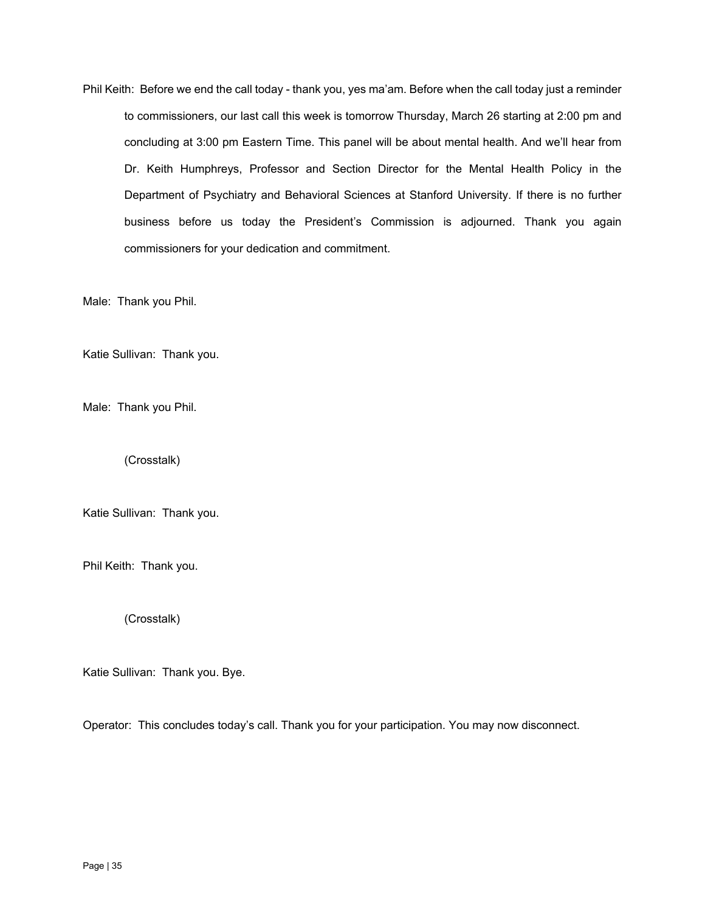Phil Keith: Before we end the call today - thank you, yes ma'am. Before when the call today just a reminder to commissioners, our last call this week is tomorrow Thursday, March 26 starting at 2:00 pm and concluding at 3:00 pm Eastern Time. This panel will be about mental health. And we'll hear from Dr. Keith Humphreys, Professor and Section Director for the Mental Health Policy in the Department of Psychiatry and Behavioral Sciences at Stanford University. If there is no further business before us today the President's Commission is adjourned. Thank you again commissioners for your dedication and commitment.

Male: Thank you Phil.

Katie Sullivan: Thank you.

Male: Thank you Phil.

(Crosstalk)

Katie Sullivan: Thank you.

Phil Keith: Thank you.

(Crosstalk)

Katie Sullivan: Thank you. Bye.

Operator: This concludes today's call. Thank you for your participation. You may now disconnect.